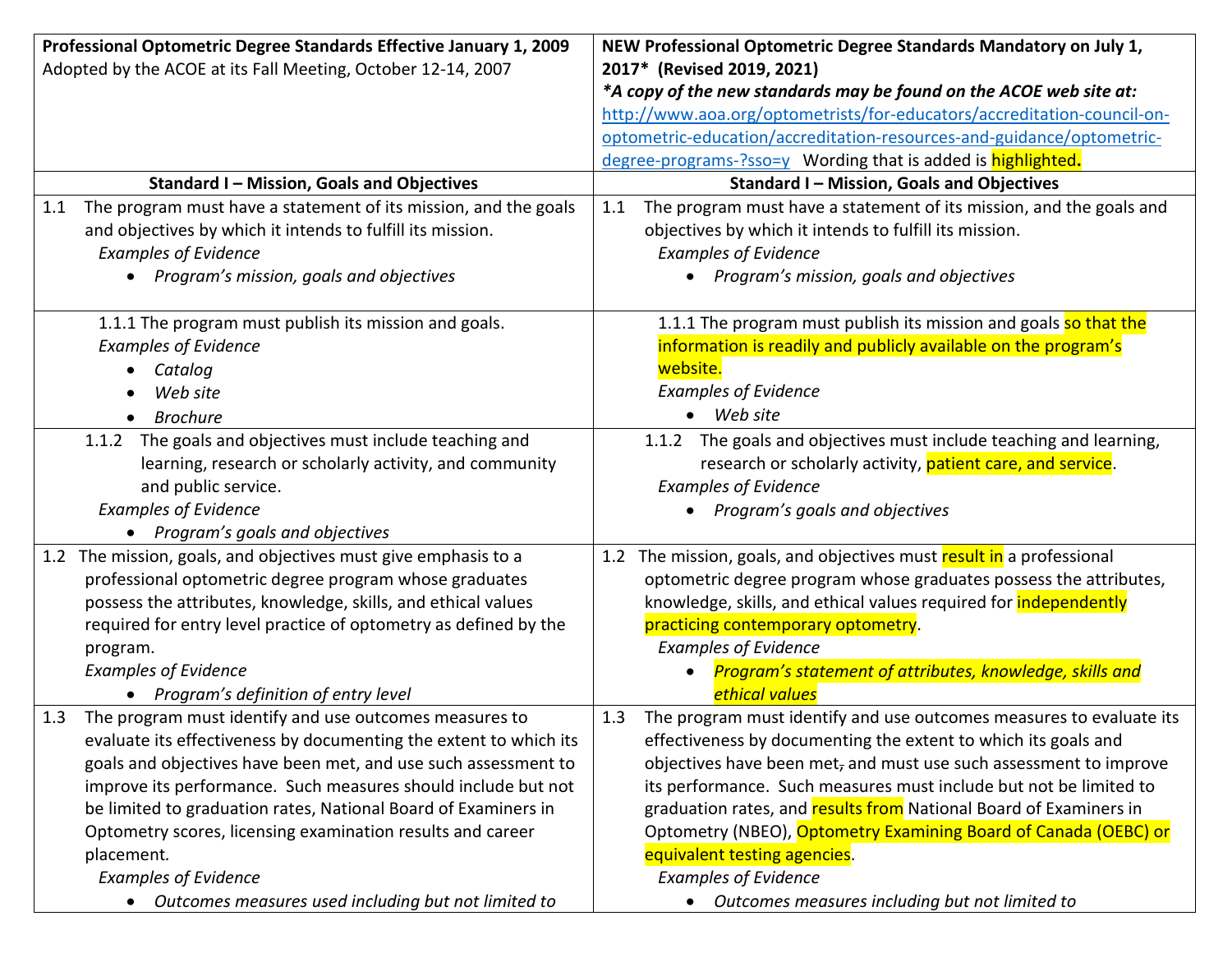| **Professional Optometric Degree Standards Effective January 1, 2009**<br>Adopted by the ACOE at its Fall Meeting, October 12-14, 2007 | **NEW Professional Optometric Degree Standards Mandatory on July 1, 2017\* (Revised 2019, 2021)**<br>***A copy of the new standards may be found on the ACOE web site at:*** http://www.aoa.org/optometrists/for-educators/accreditation-council-on-optometric-education/accreditation-resources-and-guidance/optometric-degree-programs-?sso=y Wording that is added is **highlighted.** |
|---|---|
| **Standard I – Mission, Goals and Objectives** | **Standard I – Mission, Goals and Objectives** |
| 1.1 The program must have a statement of its mission, and the goals and objectives by which it intends to fulfill its mission.<br>*Examples of Evidence*<br>• *Program's mission, goals and objectives* | 1.1 The program must have a statement of its mission, and the goals and objectives by which it intends to fulfill its mission.<br>*Examples of Evidence*<br>• *Program's mission, goals and objectives* |
| 1.1.1 The program must publish its mission and goals.<br>*Examples of Evidence*<br>• *Catalog*<br>• *Web site*<br>• *Brochure* | 1.1.1 The program must publish its mission and goals so that the information is readily and publicly available on the program's website.<br>*Examples of Evidence*<br>• *Web site* |
| 1.1.2 The goals and objectives must include teaching and learning, research or scholarly activity, and community and public service.<br>*Examples of Evidence*<br>• *Program's goals and objectives* | 1.1.2 The goals and objectives must include teaching and learning, research or scholarly activity, patient care, and service.<br>*Examples of Evidence*<br>• *Program's goals and objectives* |
| 1.2 The mission, goals, and objectives must give emphasis to a professional optometric degree program whose graduates possess the attributes, knowledge, skills, and ethical values required for entry level practice of optometry as defined by the program.<br>*Examples of Evidence*<br>• *Program's definition of entry level* | 1.2 The mission, goals, and objectives must result in a professional optometric degree program whose graduates possess the attributes, knowledge, skills, and ethical values required for independently practicing contemporary optometry.<br>*Examples of Evidence*<br>• *Program's statement of attributes, knowledge, skills and ethical values* |
| 1.3 The program must identify and use outcomes measures to evaluate its effectiveness by documenting the extent to which its goals and objectives have been met, and use such assessment to improve its performance. Such measures should include but not be limited to graduation rates, National Board of Examiners in Optometry scores, licensing examination results and career placement.<br>*Examples of Evidence*<br>• *Outcomes measures used including but not limited to* | 1.3 The program must identify and use outcomes measures to evaluate its effectiveness by documenting the extent to which its goals and objectives have been met~~,~~ and must use such assessment to improve its performance. Such measures must include but not be limited to graduation rates, and results from National Board of Examiners in Optometry (NBEO), Optometry Examining Board of Canada (OEBC) or equivalent testing agencies.<br>*Examples of Evidence*<br>• *Outcomes measures including but not limited to* |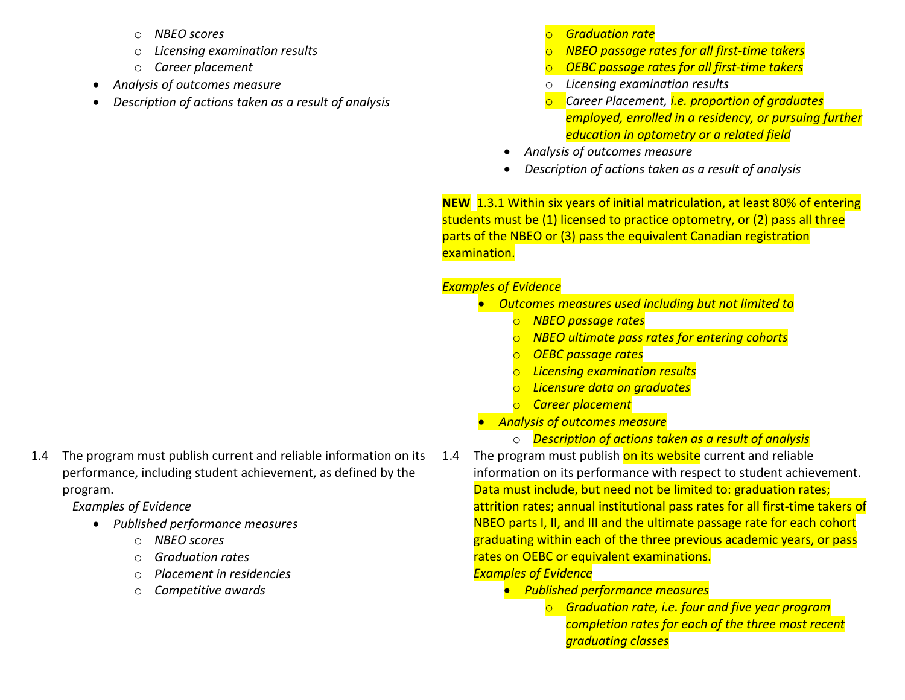| | |
|---|---|
| ○ *NBEO scores*<br>○ *Licensing examination results*<br>○ *Career placement*<br>• *Analysis of outcomes measure*<br>• *Description of actions taken as a result of analysis* | ○ *Graduation rate*<br>○ *NBEO passage rates for all first-time takers*<br>○ *OEBC passage rates for all first-time takers*<br>○ *Licensing examination results*<br>○ *Career Placement, i.e. proportion of graduates employed, enrolled in a residency, or pursuing further education in optometry or a related field*<br>• *Analysis of outcomes measure*<br>• *Description of actions taken as a result of analysis*<br><br>**NEW** 1.3.1 Within six years of initial matriculation, at least 80% of entering students must be (1) licensed to practice optometry, or (2) pass all three parts of the NBEO or (3) pass the equivalent Canadian registration examination.<br><br>*Examples of Evidence*<br>• *Outcomes measures used including but not limited to*<br>○ *NBEO passage rates*<br>○ *NBEO ultimate pass rates for entering cohorts*<br>○ *OEBC passage rates*<br>○ *Licensing examination results*<br>○ *Licensure data on graduates*<br>○ *Career placement*<br>• *Analysis of outcomes measure*<br>○ *Description of actions taken as a result of analysis* |
| 1.4 The program must publish current and reliable information on its performance, including student achievement, as defined by the program.<br>*Examples of Evidence*<br>• *Published performance measures*<br>○ *NBEO scores*<br>○ *Graduation rates*<br>○ *Placement in residencies*<br>○ *Competitive awards* | 1.4 The program must publish on its website current and reliable information on its performance with respect to student achievement. Data must include, but need not be limited to: graduation rates; attrition rates; annual institutional pass rates for all first-time takers of NBEO parts I, II, and III and the ultimate passage rate for each cohort graduating within each of the three previous academic years, or pass rates on OEBC or equivalent examinations.<br>*Examples of Evidence*<br>• *Published performance measures*<br>○ *Graduation rate, i.e. four and five year program completion rates for each of the three most recent graduating classes* |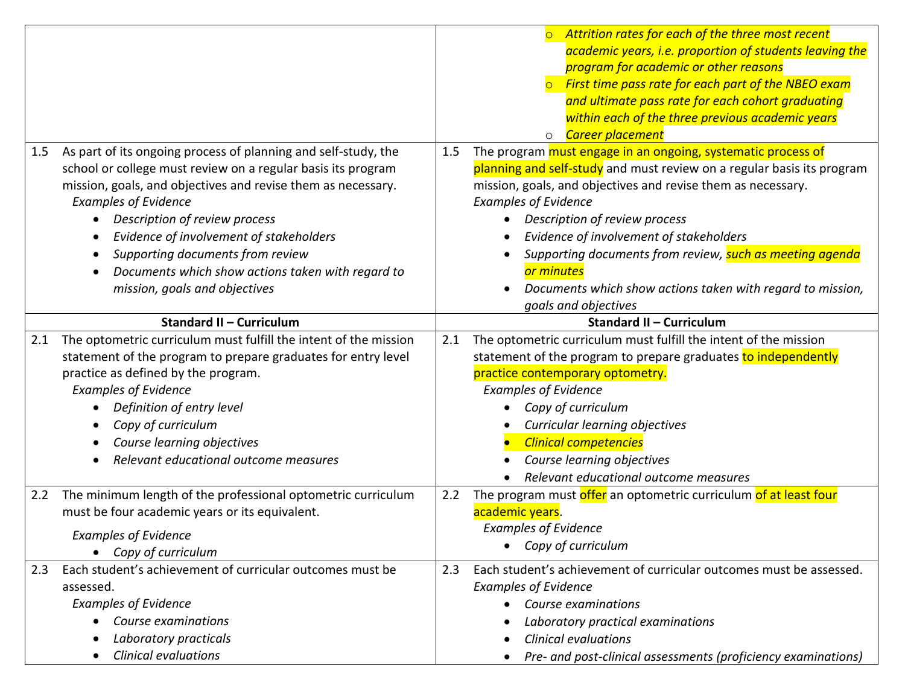| | |
|---|---|
| | ○ *Attrition rates for each of the three most recent academic years, i.e. proportion of students leaving the program for academic or other reasons*<br>○ *First time pass rate for each part of the NBEO exam and ultimate pass rate for each cohort graduating within each of the three previous academic years*<br>○ *Career placement* |
| 1.5 As part of its ongoing process of planning and self-study, the school or college must review on a regular basis its program mission, goals, and objectives and revise them as necessary.<br>*Examples of Evidence*<br>• *Description of review process*<br>• *Evidence of involvement of stakeholders*<br>• *Supporting documents from review*<br>• *Documents which show actions taken with regard to mission, goals and objectives* | 1.5 The program must engage in an ongoing, systematic process of planning and self-study and must review on a regular basis its program mission, goals, and objectives and revise them as necessary.<br>*Examples of Evidence*<br>• *Description of review process*<br>• *Evidence of involvement of stakeholders*<br>• *Supporting documents from review, such as meeting agenda or minutes*<br>• *Documents which show actions taken with regard to mission, goals and objectives* |
| **Standard II – Curriculum** | **Standard II – Curriculum** |
| 2.1 The optometric curriculum must fulfill the intent of the mission statement of the program to prepare graduates for entry level practice as defined by the program.<br>*Examples of Evidence*<br>• *Definition of entry level*<br>• *Copy of curriculum*<br>• *Course learning objectives*<br>• *Relevant educational outcome measures* | 2.1 The optometric curriculum must fulfill the intent of the mission statement of the program to prepare graduates to independently practice contemporary optometry.<br>*Examples of Evidence*<br>• *Copy of curriculum*<br>• *Curricular learning objectives*<br>• *Clinical competencies*<br>• *Course learning objectives*<br>• *Relevant educational outcome measures* |
| 2.2 The minimum length of the professional optometric curriculum must be four academic years or its equivalent.<br>*Examples of Evidence*<br>• *Copy of curriculum* | 2.2 The program must offer an optometric curriculum of at least four academic years.<br>*Examples of Evidence*<br>• *Copy of curriculum* |
| 2.3 Each student's achievement of curricular outcomes must be assessed.<br>*Examples of Evidence*<br>• *Course examinations*<br>• *Laboratory practicals*<br>• *Clinical evaluations* | 2.3 Each student's achievement of curricular outcomes must be assessed.<br>*Examples of Evidence*<br>• *Course examinations*<br>• *Laboratory practical examinations*<br>• *Clinical evaluations*<br>• *Pre- and post-clinical assessments (proficiency examinations)* |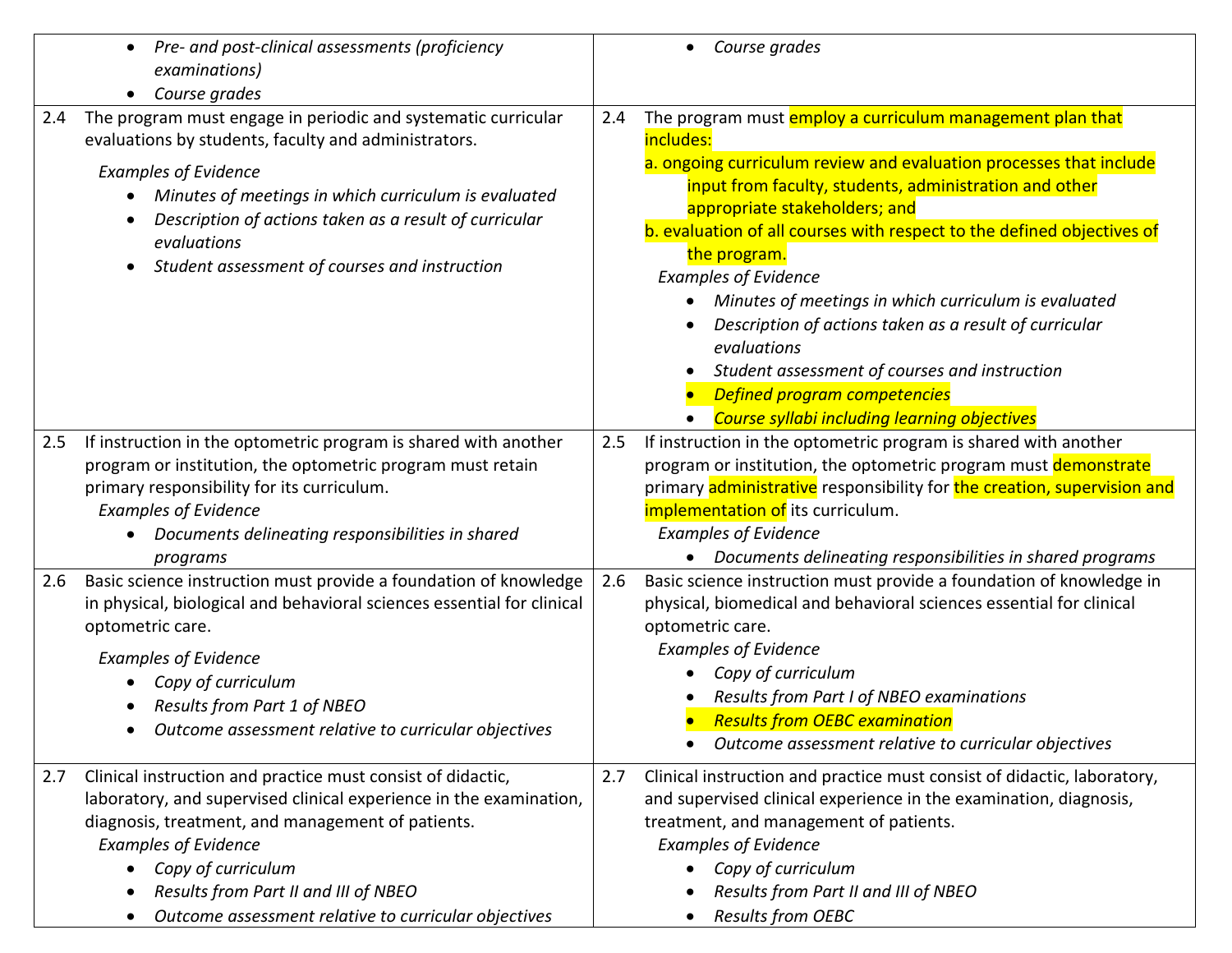| Current Standard | Proposed Standard |
|---|---|
| • *Pre- and post-clinical assessments (proficiency examinations)*<br>• *Course grades* | • *Course grades* |
| 2.4 The program must engage in periodic and systematic curricular evaluations by students, faculty and administrators.<br>*Examples of Evidence*<br>• *Minutes of meetings in which curriculum is evaluated*<br>• *Description of actions taken as a result of curricular evaluations*<br>• *Student assessment of courses and instruction* | 2.4 The program must employ a curriculum management plan that includes:<br>a. ongoing curriculum review and evaluation processes that include input from faculty, students, administration and other appropriate stakeholders; and<br>b. evaluation of all courses with respect to the defined objectives of the program.<br>*Examples of Evidence*<br>• *Minutes of meetings in which curriculum is evaluated*<br>• *Description of actions taken as a result of curricular evaluations*<br>• *Student assessment of courses and instruction*<br>• *Defined program competencies*<br>• *Course syllabi including learning objectives* |
| 2.5 If instruction in the optometric program is shared with another program or institution, the optometric program must retain primary responsibility for its curriculum.<br>*Examples of Evidence*<br>• *Documents delineating responsibilities in shared programs* | 2.5 If instruction in the optometric program is shared with another program or institution, the optometric program must demonstrate primary administrative responsibility for the creation, supervision and implementation of its curriculum.<br>*Examples of Evidence*<br>• *Documents delineating responsibilities in shared programs* |
| 2.6 Basic science instruction must provide a foundation of knowledge in physical, biological and behavioral sciences essential for clinical optometric care.<br>*Examples of Evidence*<br>• *Copy of curriculum*<br>• *Results from Part 1 of NBEO*<br>• *Outcome assessment relative to curricular objectives* | 2.6 Basic science instruction must provide a foundation of knowledge in physical, biomedical and behavioral sciences essential for clinical optometric care.<br>*Examples of Evidence*<br>• *Copy of curriculum*<br>• *Results from Part I of NBEO examinations*<br>• *Results from OEBC examination*<br>• *Outcome assessment relative to curricular objectives* |
| 2.7 Clinical instruction and practice must consist of didactic, laboratory, and supervised clinical experience in the examination, diagnosis, treatment, and management of patients.<br>*Examples of Evidence*<br>• *Copy of curriculum*<br>• *Results from Part II and III of NBEO*<br>• *Outcome assessment relative to curricular objectives* | 2.7 Clinical instruction and practice must consist of didactic, laboratory, and supervised clinical experience in the examination, diagnosis, treatment, and management of patients.<br>*Examples of Evidence*<br>• *Copy of curriculum*<br>• *Results from Part II and III of NBEO*<br>• *Results from OEBC* |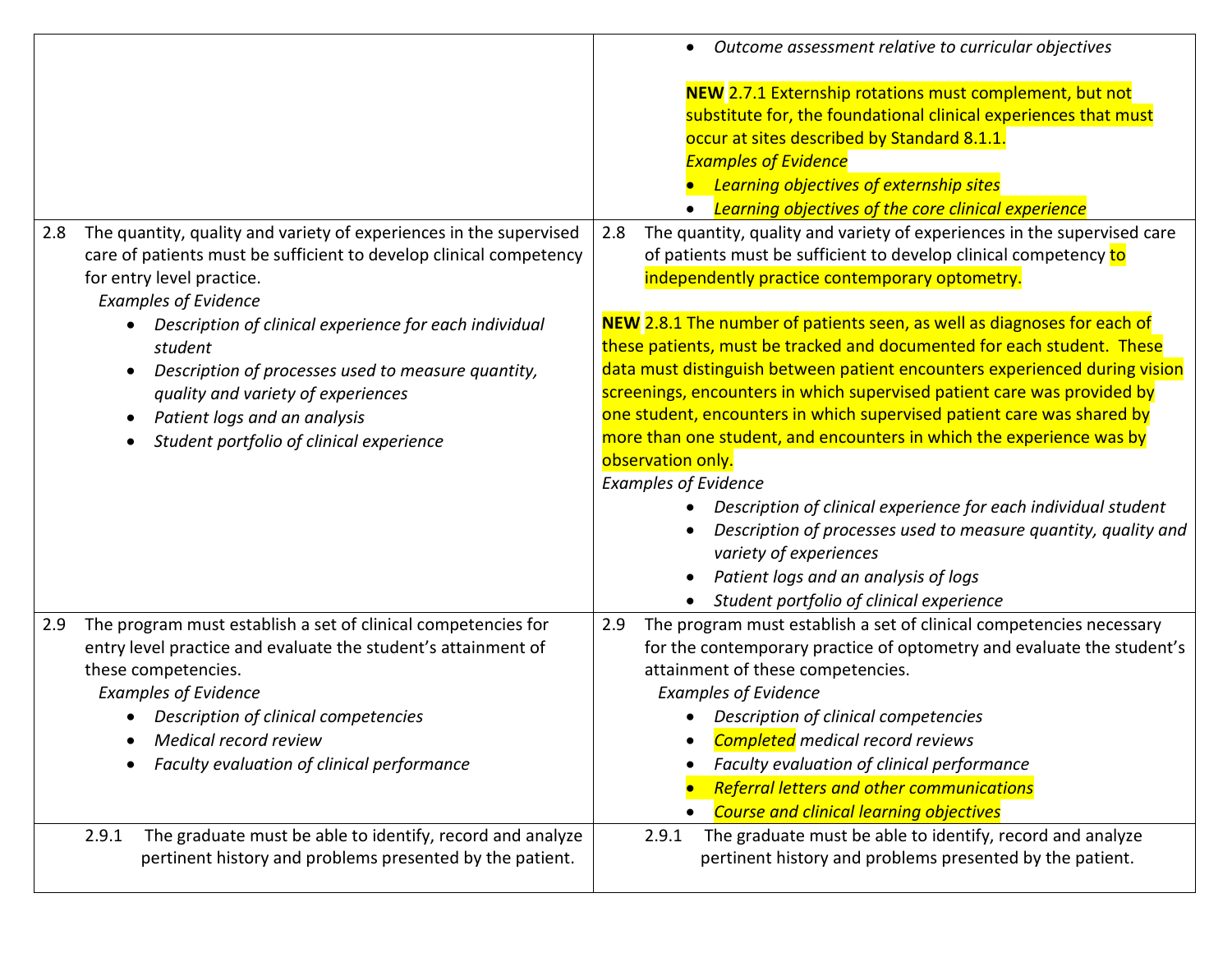| | |
|---|---|
| | • *Outcome assessment relative to curricular objectives*<br><br>**NEW** 2.7.1 Externship rotations must complement, but not substitute for, the foundational clinical experiences that must occur at sites described by Standard 8.1.1.<br>*Examples of Evidence*<br>• *Learning objectives of externship sites*<br>• *Learning objectives of the core clinical experience* |
| 2.8 The quantity, quality and variety of experiences in the supervised care of patients must be sufficient to develop clinical competency for entry level practice.<br>*Examples of Evidence*<br>• *Description of clinical experience for each individual student*<br>• *Description of processes used to measure quantity, quality and variety of experiences*<br>• *Patient logs and an analysis*<br>• *Student portfolio of clinical experience* | 2.8 The quantity, quality and variety of experiences in the supervised care of patients must be sufficient to develop clinical competency to independently practice contemporary optometry.<br><br>**NEW** 2.8.1 The number of patients seen, as well as diagnoses for each of these patients, must be tracked and documented for each student. These data must distinguish between patient encounters experienced during vision screenings, encounters in which supervised patient care was provided by one student, encounters in which supervised patient care was shared by more than one student, and encounters in which the experience was by observation only.<br>*Examples of Evidence*<br>• *Description of clinical experience for each individual student*<br>• *Description of processes used to measure quantity, quality and variety of experiences*<br>• *Patient logs and an analysis of logs*<br>• *Student portfolio of clinical experience* |
| 2.9 The program must establish a set of clinical competencies for entry level practice and evaluate the student's attainment of these competencies.<br>*Examples of Evidence*<br>• *Description of clinical competencies*<br>• *Medical record review*<br>• *Faculty evaluation of clinical performance* | 2.9 The program must establish a set of clinical competencies necessary for the contemporary practice of optometry and evaluate the student's attainment of these competencies.<br>*Examples of Evidence*<br>• *Description of clinical competencies*<br>• *Completed medical record reviews*<br>• *Faculty evaluation of clinical performance*<br>• *Referral letters and other communications*<br>• *Course and clinical learning objectives* |
| 2.9.1 The graduate must be able to identify, record and analyze pertinent history and problems presented by the patient. | 2.9.1 The graduate must be able to identify, record and analyze pertinent history and problems presented by the patient. |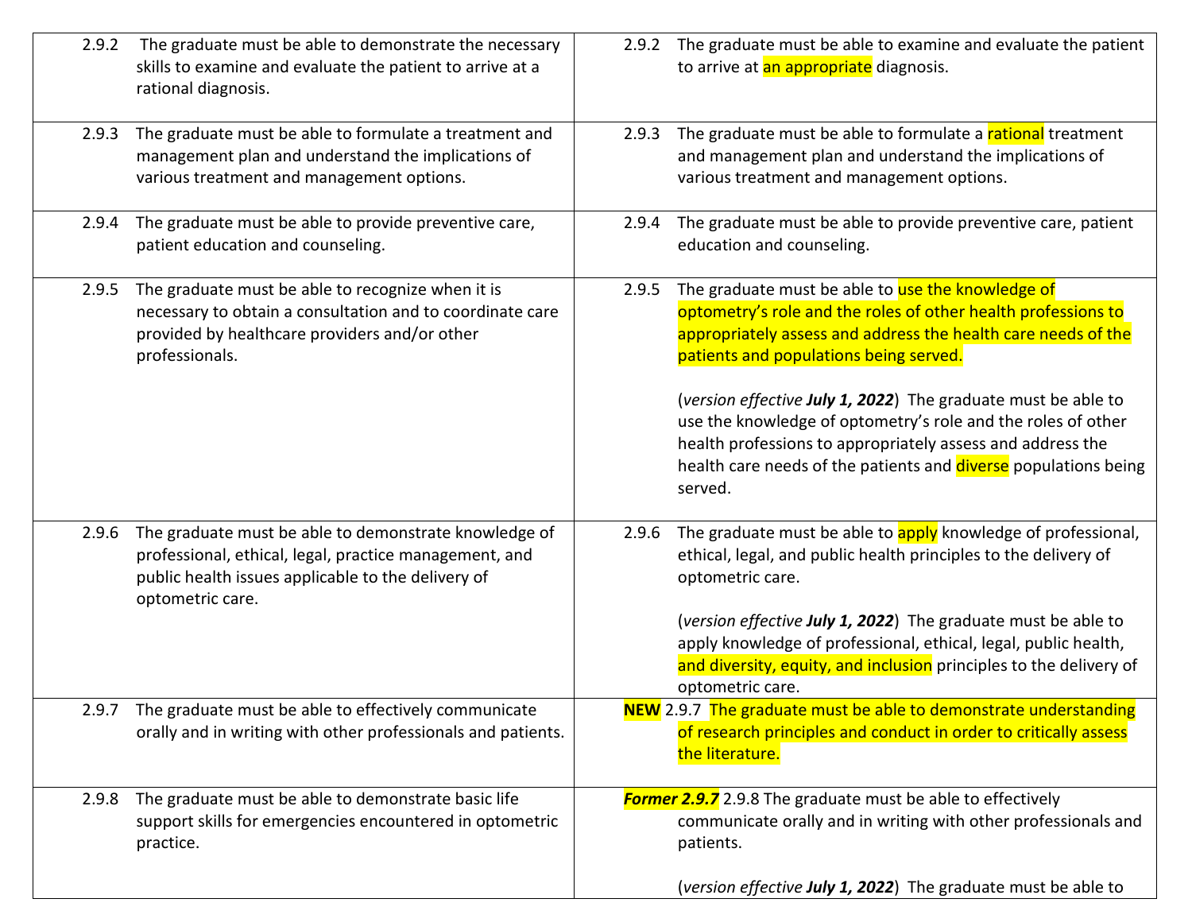| | |
|---|---|
| 2.9.2 The graduate must be able to demonstrate the necessary skills to examine and evaluate the patient to arrive at a rational diagnosis. | 2.9.2 The graduate must be able to examine and evaluate the patient to arrive at an appropriate diagnosis. |
| 2.9.3 The graduate must be able to formulate a treatment and management plan and understand the implications of various treatment and management options. | 2.9.3 The graduate must be able to formulate a rational treatment and management plan and understand the implications of various treatment and management options. |
| 2.9.4 The graduate must be able to provide preventive care, patient education and counseling. | 2.9.4 The graduate must be able to provide preventive care, patient education and counseling. |
| 2.9.5 The graduate must be able to recognize when it is necessary to obtain a consultation and to coordinate care provided by healthcare providers and/or other professionals. | 2.9.5 The graduate must be able to use the knowledge of optometry's role and the roles of other health professions to appropriately assess and address the health care needs of the patients and populations being served.<br><br>(*version effective* ***July 1, 2022***) The graduate must be able to use the knowledge of optometry's role and the roles of other health professions to appropriately assess and address the health care needs of the patients and diverse populations being served. |
| 2.9.6 The graduate must be able to demonstrate knowledge of professional, ethical, legal, practice management, and public health issues applicable to the delivery of optometric care. | 2.9.6 The graduate must be able to apply knowledge of professional, ethical, legal, and public health principles to the delivery of optometric care.<br><br>(*version effective* ***July 1, 2022***) The graduate must be able to apply knowledge of professional, ethical, legal, public health, and diversity, equity, and inclusion principles to the delivery of optometric care. |
| 2.9.7 The graduate must be able to effectively communicate orally and in writing with other professionals and patients. | **NEW** 2.9.7 The graduate must be able to demonstrate understanding of research principles and conduct in order to critically assess the literature. |
| 2.9.8 The graduate must be able to demonstrate basic life support skills for emergencies encountered in optometric practice. | ***Former 2.9.7*** 2.9.8 The graduate must be able to effectively communicate orally and in writing with other professionals and patients.<br><br>(*version effective* ***July 1, 2022***) The graduate must be able to |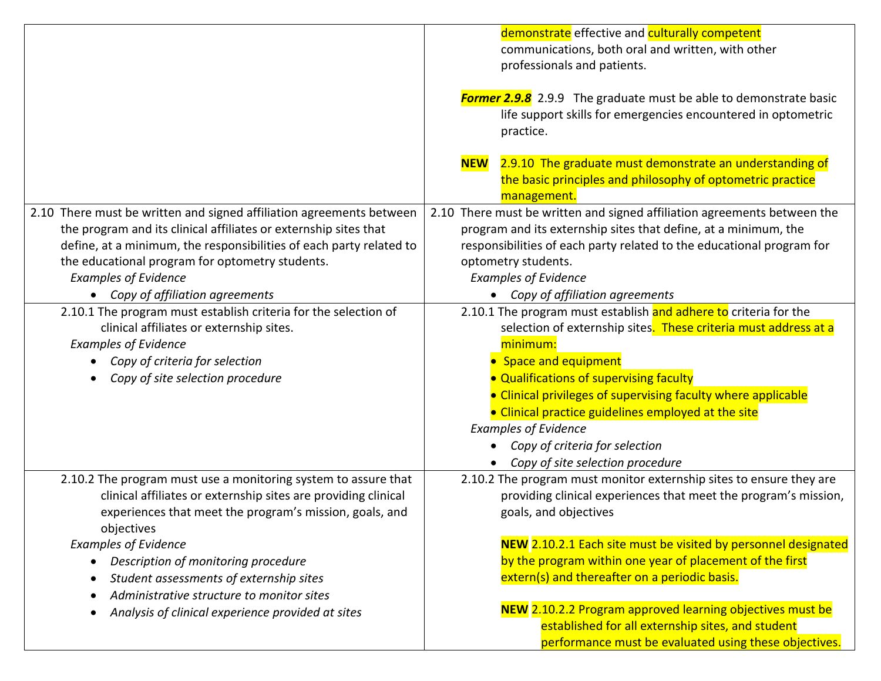| | |
|---|---|
| | demonstrate effective and culturally competent communications, both oral and written, with other professionals and patients.<br><br>***Former 2.9.8*** 2.9.9 The graduate must be able to demonstrate basic life support skills for emergencies encountered in optometric practice.<br><br>**NEW** 2.9.10 The graduate must demonstrate an understanding of the basic principles and philosophy of optometric practice management. |
| 2.10 There must be written and signed affiliation agreements between the program and its clinical affiliates or externship sites that define, at a minimum, the responsibilities of each party related to the educational program for optometry students.<br>*Examples of Evidence*<br>• *Copy of affiliation agreements* | 2.10 There must be written and signed affiliation agreements between the program and its externship sites that define, at a minimum, the responsibilities of each party related to the educational program for optometry students.<br>*Examples of Evidence*<br>• *Copy of affiliation agreements* |
| 2.10.1 The program must establish criteria for the selection of clinical affiliates or externship sites.<br>*Examples of Evidence*<br>• *Copy of criteria for selection*<br>• *Copy of site selection procedure* | 2.10.1 The program must establish and adhere to criteria for the selection of externship sites. These criteria must address at a minimum:<br>• Space and equipment<br>• Qualifications of supervising faculty<br>• Clinical privileges of supervising faculty where applicable<br>• Clinical practice guidelines employed at the site<br>*Examples of Evidence*<br>• *Copy of criteria for selection*<br>• *Copy of site selection procedure* |
| 2.10.2 The program must use a monitoring system to assure that clinical affiliates or externship sites are providing clinical experiences that meet the program's mission, goals, and objectives<br>*Examples of Evidence*<br>• *Description of monitoring procedure*<br>• *Student assessments of externship sites*<br>• *Administrative structure to monitor sites*<br>• *Analysis of clinical experience provided at sites* | 2.10.2 The program must monitor externship sites to ensure they are providing clinical experiences that meet the program's mission, goals, and objectives<br><br>**NEW** 2.10.2.1 Each site must be visited by personnel designated by the program within one year of placement of the first extern(s) and thereafter on a periodic basis.<br><br>**NEW** 2.10.2.2 Program approved learning objectives must be established for all externship sites, and student performance must be evaluated using these objectives. |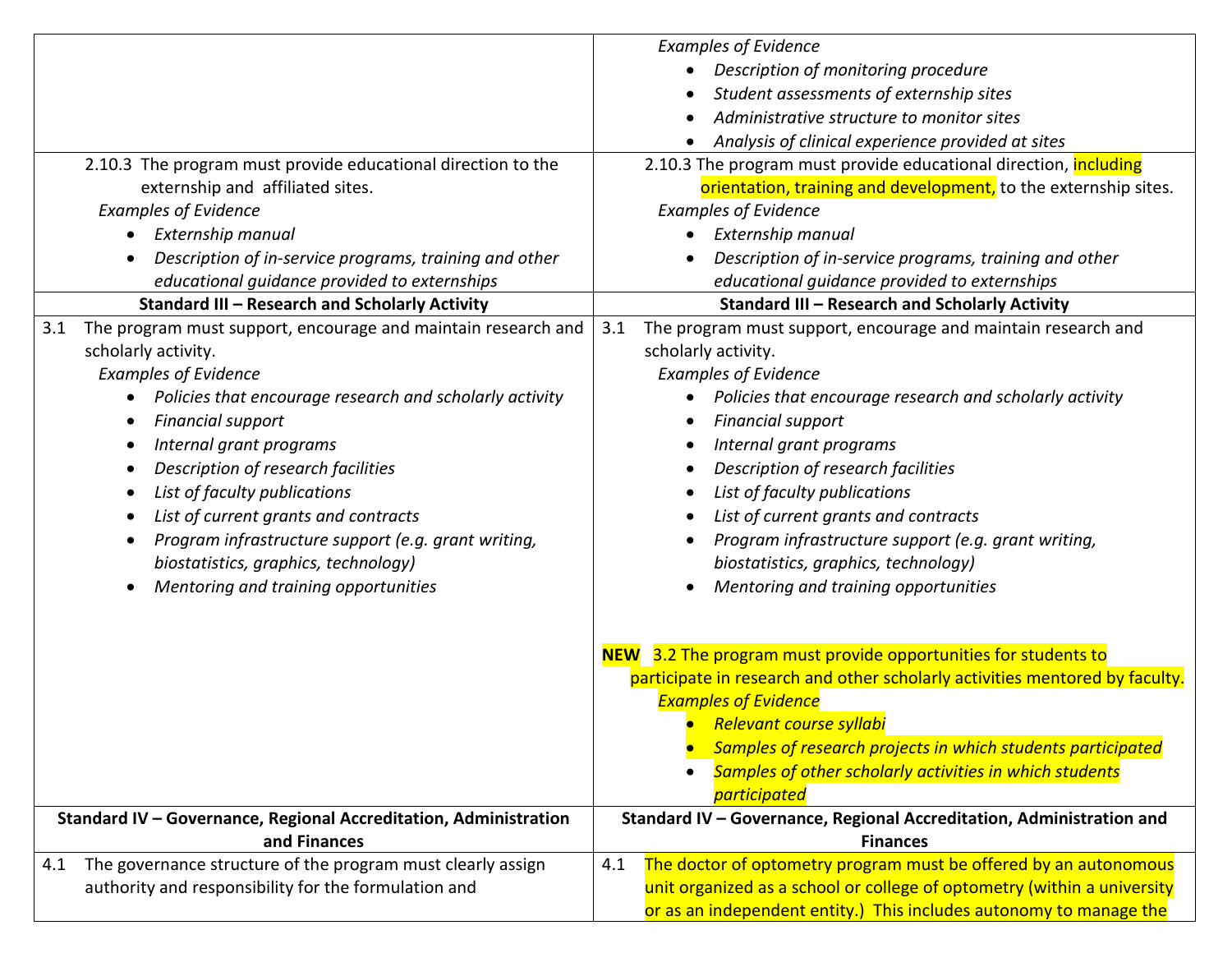| | |
|---|---|
| | *Examples of Evidence*<br>• *Description of monitoring procedure*<br>• *Student assessments of externship sites*<br>• *Administrative structure to monitor sites*<br>• *Analysis of clinical experience provided at sites* |
| 2.10.3 The program must provide educational direction to the externship and affiliated sites.<br>*Examples of Evidence*<br>• *Externship manual*<br>• *Description of in-service programs, training and other educational guidance provided to externships* | 2.10.3 The program must provide educational direction, including orientation, training and development, to the externship sites.<br>*Examples of Evidence*<br>• *Externship manual*<br>• *Description of in-service programs, training and other educational guidance provided to externships* |
| **Standard III – Research and Scholarly Activity** | **Standard III – Research and Scholarly Activity** |
| 3.1 The program must support, encourage and maintain research and scholarly activity.<br>*Examples of Evidence*<br>• *Policies that encourage research and scholarly activity*<br>• *Financial support*<br>• *Internal grant programs*<br>• *Description of research facilities*<br>• *List of faculty publications*<br>• *List of current grants and contracts*<br>• *Program infrastructure support (e.g. grant writing, biostatistics, graphics, technology)*<br>• *Mentoring and training opportunities* | 3.1 The program must support, encourage and maintain research and scholarly activity.<br>*Examples of Evidence*<br>• *Policies that encourage research and scholarly activity*<br>• *Financial support*<br>• *Internal grant programs*<br>• *Description of research facilities*<br>• *List of faculty publications*<br>• *List of current grants and contracts*<br>• *Program infrastructure support (e.g. grant writing, biostatistics, graphics, technology)*<br>• *Mentoring and training opportunities*<br><br>**NEW** 3.2 The program must provide opportunities for students to participate in research and other scholarly activities mentored by faculty.<br>*Examples of Evidence*<br>• *Relevant course syllabi*<br>• *Samples of research projects in which students participated*<br>• *Samples of other scholarly activities in which students participated* |
| **Standard IV – Governance, Regional Accreditation, Administration and Finances** | **Standard IV – Governance, Regional Accreditation, Administration and Finances** |
| 4.1 The governance structure of the program must clearly assign authority and responsibility for the formulation and | 4.1 The doctor of optometry program must be offered by an autonomous unit organized as a school or college of optometry (within a university or as an independent entity.) This includes autonomy to manage the |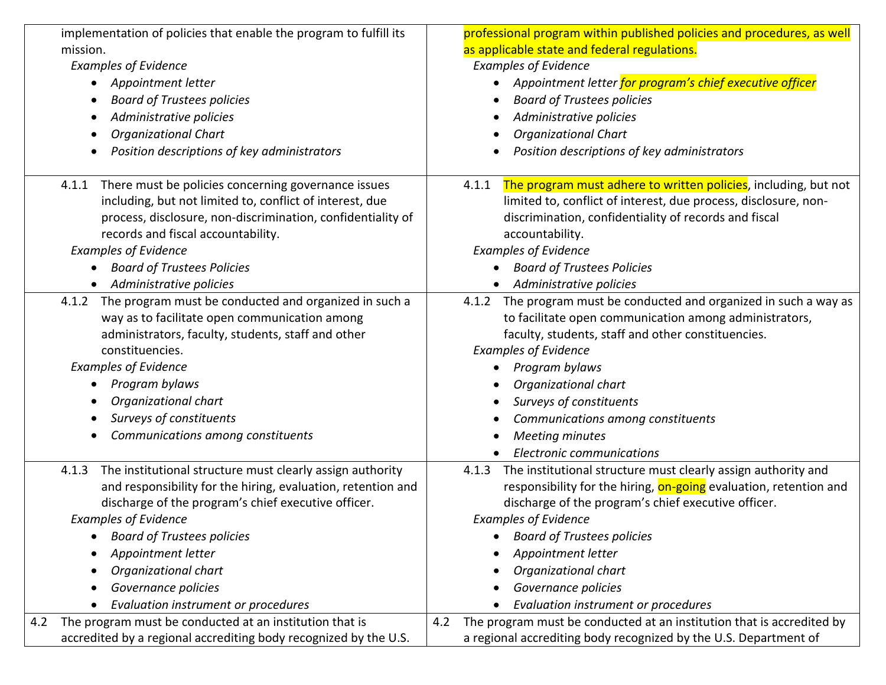| | |
|---|---|
| implementation of policies that enable the program to fulfill its mission.<br>*Examples of Evidence*<br>• *Appointment letter*<br>• *Board of Trustees policies*<br>• *Administrative policies*<br>• *Organizational Chart*<br>• *Position descriptions of key administrators* | professional program within published policies and procedures, as well as applicable state and federal regulations.<br>*Examples of Evidence*<br>• *Appointment letter for program's chief executive officer*<br>• *Board of Trustees policies*<br>• *Administrative policies*<br>• *Organizational Chart*<br>• *Position descriptions of key administrators* |
| 4.1.1 There must be policies concerning governance issues including, but not limited to, conflict of interest, due process, disclosure, non-discrimination, confidentiality of records and fiscal accountability.<br>*Examples of Evidence*<br>• *Board of Trustees Policies*<br>• *Administrative policies* | 4.1.1 The program must adhere to written policies, including, but not limited to, conflict of interest, due process, disclosure, non-discrimination, confidentiality of records and fiscal accountability.<br>*Examples of Evidence*<br>• *Board of Trustees Policies*<br>• *Administrative policies* |
| 4.1.2 The program must be conducted and organized in such a way as to facilitate open communication among administrators, faculty, students, staff and other constituencies.<br>*Examples of Evidence*<br>• *Program bylaws*<br>• *Organizational chart*<br>• *Surveys of constituents*<br>• *Communications among constituents* | 4.1.2 The program must be conducted and organized in such a way as to facilitate open communication among administrators, faculty, students, staff and other constituencies.<br>*Examples of Evidence*<br>• *Program bylaws*<br>• *Organizational chart*<br>• *Surveys of constituents*<br>• *Communications among constituents*<br>• *Meeting minutes*<br>• *Electronic communications* |
| 4.1.3 The institutional structure must clearly assign authority and responsibility for the hiring, evaluation, retention and discharge of the program's chief executive officer.<br>*Examples of Evidence*<br>• *Board of Trustees policies*<br>• *Appointment letter*<br>• *Organizational chart*<br>• *Governance policies*<br>• *Evaluation instrument or procedures* | 4.1.3 The institutional structure must clearly assign authority and responsibility for the hiring, on-going evaluation, retention and discharge of the program's chief executive officer.<br>*Examples of Evidence*<br>• *Board of Trustees policies*<br>• *Appointment letter*<br>• *Organizational chart*<br>• *Governance policies*<br>• *Evaluation instrument or procedures* |
| 4.2 The program must be conducted at an institution that is accredited by a regional accrediting body recognized by the U.S. | 4.2 The program must be conducted at an institution that is accredited by a regional accrediting body recognized by the U.S. Department of |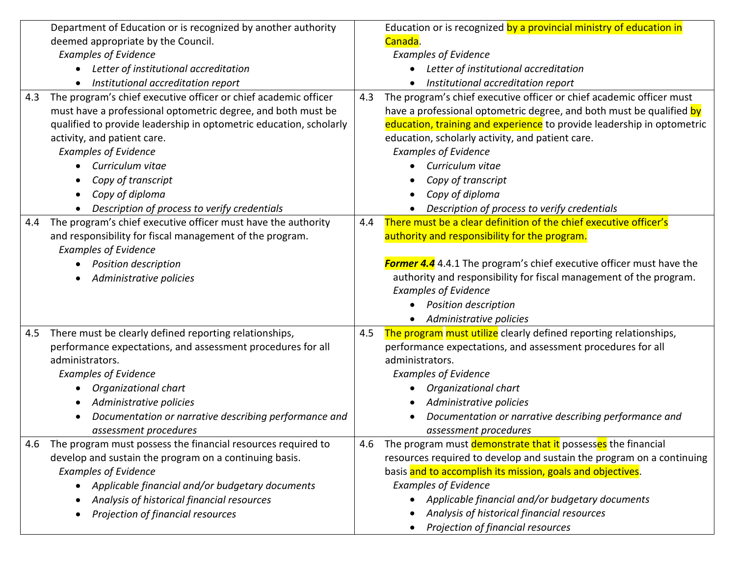| Current Standard | Proposed Standard |
|---|---|
| Department of Education or is recognized by another authority deemed appropriate by the Council.<br>*Examples of Evidence*<br>• *Letter of institutional accreditation*<br>• *Institutional accreditation report* | Education or is recognized by a provincial ministry of education in Canada.<br>*Examples of Evidence*<br>• *Letter of institutional accreditation*<br>• *Institutional accreditation report* |
| 4.3 The program's chief executive officer or chief academic officer must have a professional optometric degree, and both must be qualified to provide leadership in optometric education, scholarly activity, and patient care.<br>*Examples of Evidence*<br>• *Curriculum vitae*<br>• *Copy of transcript*<br>• *Copy of diploma*<br>• *Description of process to verify credentials* | 4.3 The program's chief executive officer or chief academic officer must have a professional optometric degree, and both must be qualified by education, training and experience to provide leadership in optometric education, scholarly activity, and patient care.<br>*Examples of Evidence*<br>• *Curriculum vitae*<br>• *Copy of transcript*<br>• *Copy of diploma*<br>• *Description of process to verify credentials* |
| 4.4 The program's chief executive officer must have the authority and responsibility for fiscal management of the program.<br>*Examples of Evidence*<br>• *Position description*<br>• *Administrative policies* | 4.4 There must be a clear definition of the chief executive officer's authority and responsibility for the program.<br><br>***Former 4.4*** 4.4.1 The program's chief executive officer must have the authority and responsibility for fiscal management of the program.<br>*Examples of Evidence*<br>• *Position description*<br>• *Administrative policies* |
| 4.5 There must be clearly defined reporting relationships, performance expectations, and assessment procedures for all administrators.<br>*Examples of Evidence*<br>• *Organizational chart*<br>• *Administrative policies*<br>• *Documentation or narrative describing performance and assessment procedures* | 4.5 The program must utilize clearly defined reporting relationships, performance expectations, and assessment procedures for all administrators.<br>*Examples of Evidence*<br>• *Organizational chart*<br>• *Administrative policies*<br>• *Documentation or narrative describing performance and assessment procedures* |
| 4.6 The program must possess the financial resources required to develop and sustain the program on a continuing basis.<br>*Examples of Evidence*<br>• *Applicable financial and/or budgetary documents*<br>• *Analysis of historical financial resources*<br>• *Projection of financial resources* | 4.6 The program must demonstrate that it possesses the financial resources required to develop and sustain the program on a continuing basis and to accomplish its mission, goals and objectives.<br>*Examples of Evidence*<br>• *Applicable financial and/or budgetary documents*<br>• *Analysis of historical financial resources*<br>• *Projection of financial resources* |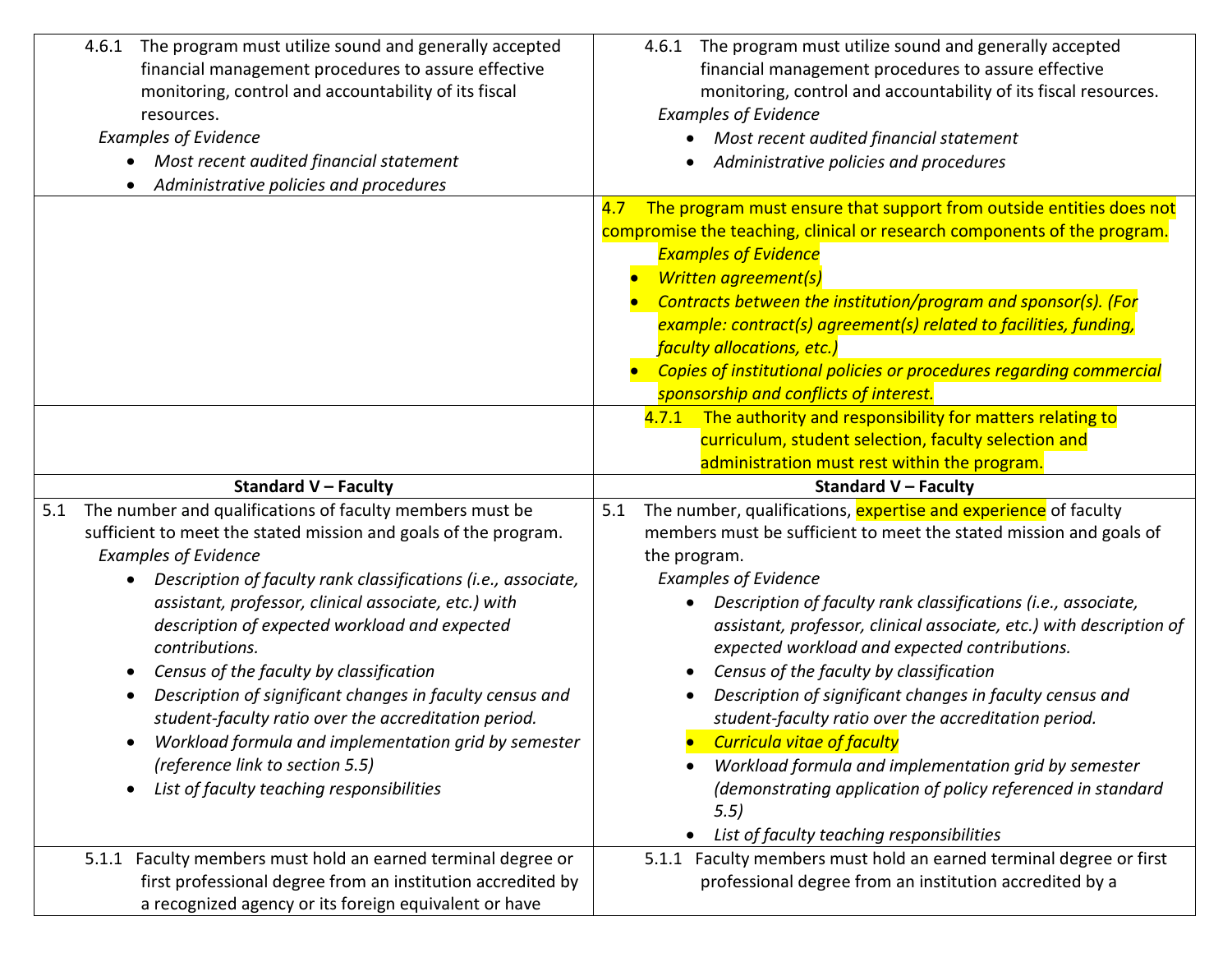| | |
|---|---|
| 4.6.1 The program must utilize sound and generally accepted financial management procedures to assure effective monitoring, control and accountability of its fiscal resources.<br>*Examples of Evidence*<br>• *Most recent audited financial statement*<br>• *Administrative policies and procedures* | 4.6.1 The program must utilize sound and generally accepted financial management procedures to assure effective monitoring, control and accountability of its fiscal resources.<br>*Examples of Evidence*<br>• *Most recent audited financial statement*<br>• *Administrative policies and procedures* |
| | 4.7 The program must ensure that support from outside entities does not compromise the teaching, clinical or research components of the program.<br>*Examples of Evidence*<br>• *Written agreement(s)*<br>• *Contracts between the institution/program and sponsor(s). (For example: contract(s) agreement(s) related to facilities, funding, faculty allocations, etc.)*<br>• *Copies of institutional policies or procedures regarding commercial sponsorship and conflicts of interest.* |
| | 4.7.1 The authority and responsibility for matters relating to curriculum, student selection, faculty selection and administration must rest within the program. |
| **Standard V – Faculty** | **Standard V – Faculty** |
| 5.1 The number and qualifications of faculty members must be sufficient to meet the stated mission and goals of the program.<br>*Examples of Evidence*<br>• *Description of faculty rank classifications (i.e., associate, assistant, professor, clinical associate, etc.) with description of expected workload and expected contributions.*<br>• *Census of the faculty by classification*<br>• *Description of significant changes in faculty census and student-faculty ratio over the accreditation period.*<br>• *Workload formula and implementation grid by semester (reference link to section 5.5)*<br>• *List of faculty teaching responsibilities* | 5.1 The number, qualifications, expertise and experience of faculty members must be sufficient to meet the stated mission and goals of the program.<br>*Examples of Evidence*<br>• *Description of faculty rank classifications (i.e., associate, assistant, professor, clinical associate, etc.) with description of expected workload and expected contributions.*<br>• *Census of the faculty by classification*<br>• *Description of significant changes in faculty census and student-faculty ratio over the accreditation period.*<br>• *Curricula vitae of faculty*<br>• *Workload formula and implementation grid by semester (demonstrating application of policy referenced in standard 5.5)*<br>• *List of faculty teaching responsibilities* |
| 5.1.1 Faculty members must hold an earned terminal degree or first professional degree from an institution accredited by a recognized agency or its foreign equivalent or have | 5.1.1 Faculty members must hold an earned terminal degree or first professional degree from an institution accredited by a |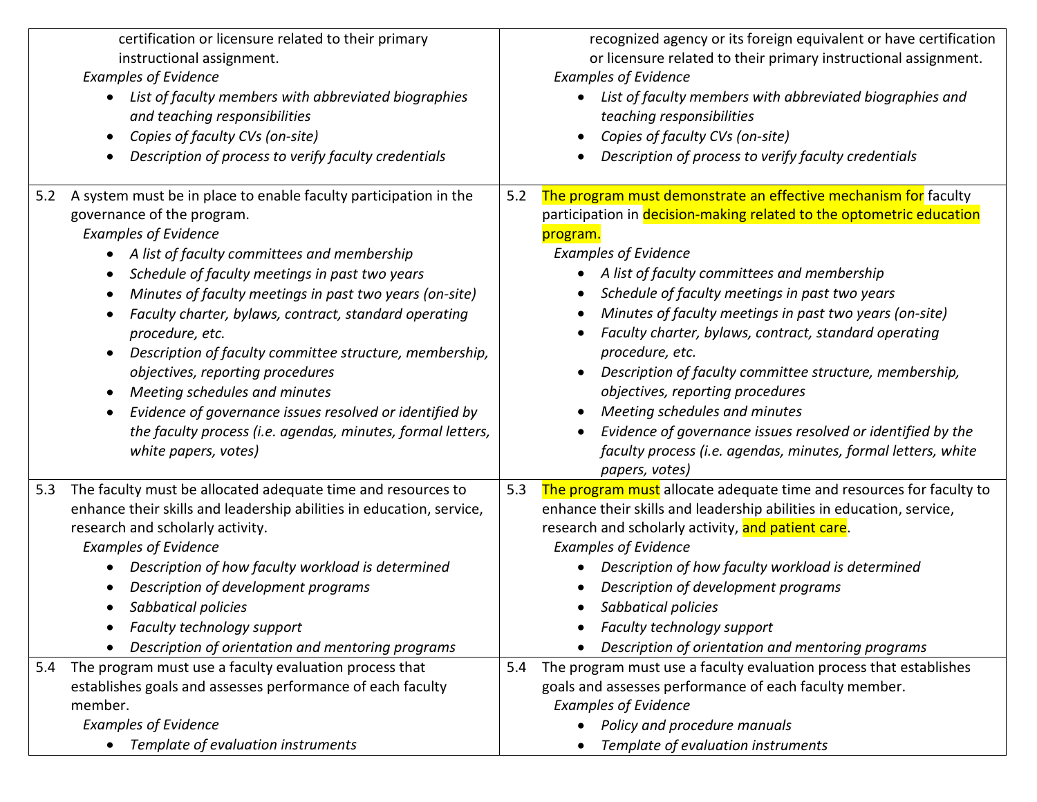| | |
|---|---|
| certification or licensure related to their primary instructional assignment.<br>*Examples of Evidence*<br>• *List of faculty members with abbreviated biographies and teaching responsibilities*<br>• *Copies of faculty CVs (on-site)*<br>• *Description of process to verify faculty credentials* | recognized agency or its foreign equivalent or have certification or licensure related to their primary instructional assignment.<br>*Examples of Evidence*<br>• *List of faculty members with abbreviated biographies and teaching responsibilities*<br>• *Copies of faculty CVs (on-site)*<br>• *Description of process to verify faculty credentials* |
| 5.2 A system must be in place to enable faculty participation in the governance of the program.<br>*Examples of Evidence*<br>• *A list of faculty committees and membership*<br>• *Schedule of faculty meetings in past two years*<br>• *Minutes of faculty meetings in past two years (on-site)*<br>• *Faculty charter, bylaws, contract, standard operating procedure, etc.*<br>• *Description of faculty committee structure, membership, objectives, reporting procedures*<br>• *Meeting schedules and minutes*<br>• *Evidence of governance issues resolved or identified by the faculty process (i.e. agendas, minutes, formal letters, white papers, votes)* | 5.2 The program must demonstrate an effective mechanism for faculty participation in decision-making related to the optometric education program.<br>*Examples of Evidence*<br>• *A list of faculty committees and membership*<br>• *Schedule of faculty meetings in past two years*<br>• *Minutes of faculty meetings in past two years (on-site)*<br>• *Faculty charter, bylaws, contract, standard operating procedure, etc.*<br>• *Description of faculty committee structure, membership, objectives, reporting procedures*<br>• *Meeting schedules and minutes*<br>• *Evidence of governance issues resolved or identified by the faculty process (i.e. agendas, minutes, formal letters, white papers, votes)* |
| 5.3 The faculty must be allocated adequate time and resources to enhance their skills and leadership abilities in education, service, research and scholarly activity.<br>*Examples of Evidence*<br>• *Description of how faculty workload is determined*<br>• *Description of development programs*<br>• *Sabbatical policies*<br>• *Faculty technology support*<br>• *Description of orientation and mentoring programs* | 5.3 The program must allocate adequate time and resources for faculty to enhance their skills and leadership abilities in education, service, research and scholarly activity, and patient care.<br>*Examples of Evidence*<br>• *Description of how faculty workload is determined*<br>• *Description of development programs*<br>• *Sabbatical policies*<br>• *Faculty technology support*<br>• *Description of orientation and mentoring programs* |
| 5.4 The program must use a faculty evaluation process that establishes goals and assesses performance of each faculty member.<br>*Examples of Evidence*<br>• *Template of evaluation instruments* | 5.4 The program must use a faculty evaluation process that establishes goals and assesses performance of each faculty member.<br>*Examples of Evidence*<br>• *Policy and procedure manuals*<br>• *Template of evaluation instruments* |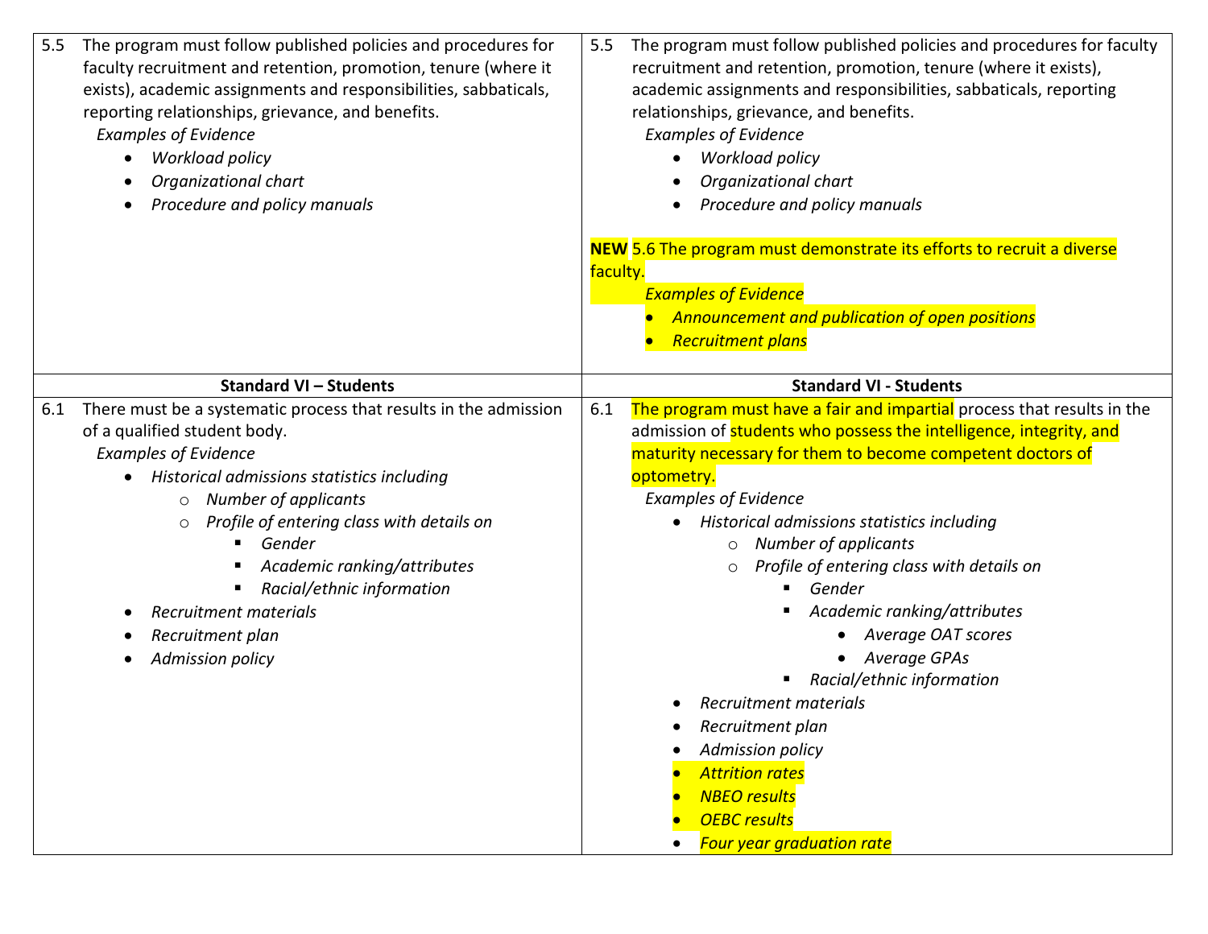| | |
|---|---|
| 5.5 The program must follow published policies and procedures for faculty recruitment and retention, promotion, tenure (where it exists), academic assignments and responsibilities, sabbaticals, reporting relationships, grievance, and benefits.<br>*Examples of Evidence*<br>• *Workload policy*<br>• *Organizational chart*<br>• *Procedure and policy manuals* | 5.5 The program must follow published policies and procedures for faculty recruitment and retention, promotion, tenure (where it exists), academic assignments and responsibilities, sabbaticals, reporting relationships, grievance, and benefits.<br>*Examples of Evidence*<br>• *Workload policy*<br>• *Organizational chart*<br>• *Procedure and policy manuals*<br><br>**NEW** 5.6 The program must demonstrate its efforts to recruit a diverse faculty.<br>*Examples of Evidence*<br>• *Announcement and publication of open positions*<br>• *Recruitment plans* |
| **Standard VI – Students** | **Standard VI - Students** |
| 6.1 There must be a systematic process that results in the admission of a qualified student body.<br>*Examples of Evidence*<br>• *Historical admissions statistics including*<br>&nbsp;&nbsp;○ *Number of applicants*<br>&nbsp;&nbsp;○ *Profile of entering class with details on*<br>&nbsp;&nbsp;&nbsp;&nbsp;▪ *Gender*<br>&nbsp;&nbsp;&nbsp;&nbsp;▪ *Academic ranking/attributes*<br>&nbsp;&nbsp;&nbsp;&nbsp;▪ *Racial/ethnic information*<br>• *Recruitment materials*<br>• *Recruitment plan*<br>• *Admission policy* | 6.1 The program must have a fair and impartial process that results in the admission of students who possess the intelligence, integrity, and maturity necessary for them to become competent doctors of optometry.<br>*Examples of Evidence*<br>• *Historical admissions statistics including*<br>&nbsp;&nbsp;○ *Number of applicants*<br>&nbsp;&nbsp;○ *Profile of entering class with details on*<br>&nbsp;&nbsp;&nbsp;&nbsp;▪ *Gender*<br>&nbsp;&nbsp;&nbsp;&nbsp;▪ *Academic ranking/attributes*<br>&nbsp;&nbsp;&nbsp;&nbsp;&nbsp;&nbsp;• *Average OAT scores*<br>&nbsp;&nbsp;&nbsp;&nbsp;&nbsp;&nbsp;• *Average GPAs*<br>&nbsp;&nbsp;&nbsp;&nbsp;▪ *Racial/ethnic information*<br>• *Recruitment materials*<br>• *Recruitment plan*<br>• *Admission policy*<br>• *Attrition rates*<br>• *NBEO results*<br>• *OEBC results*<br>• *Four year graduation rate* |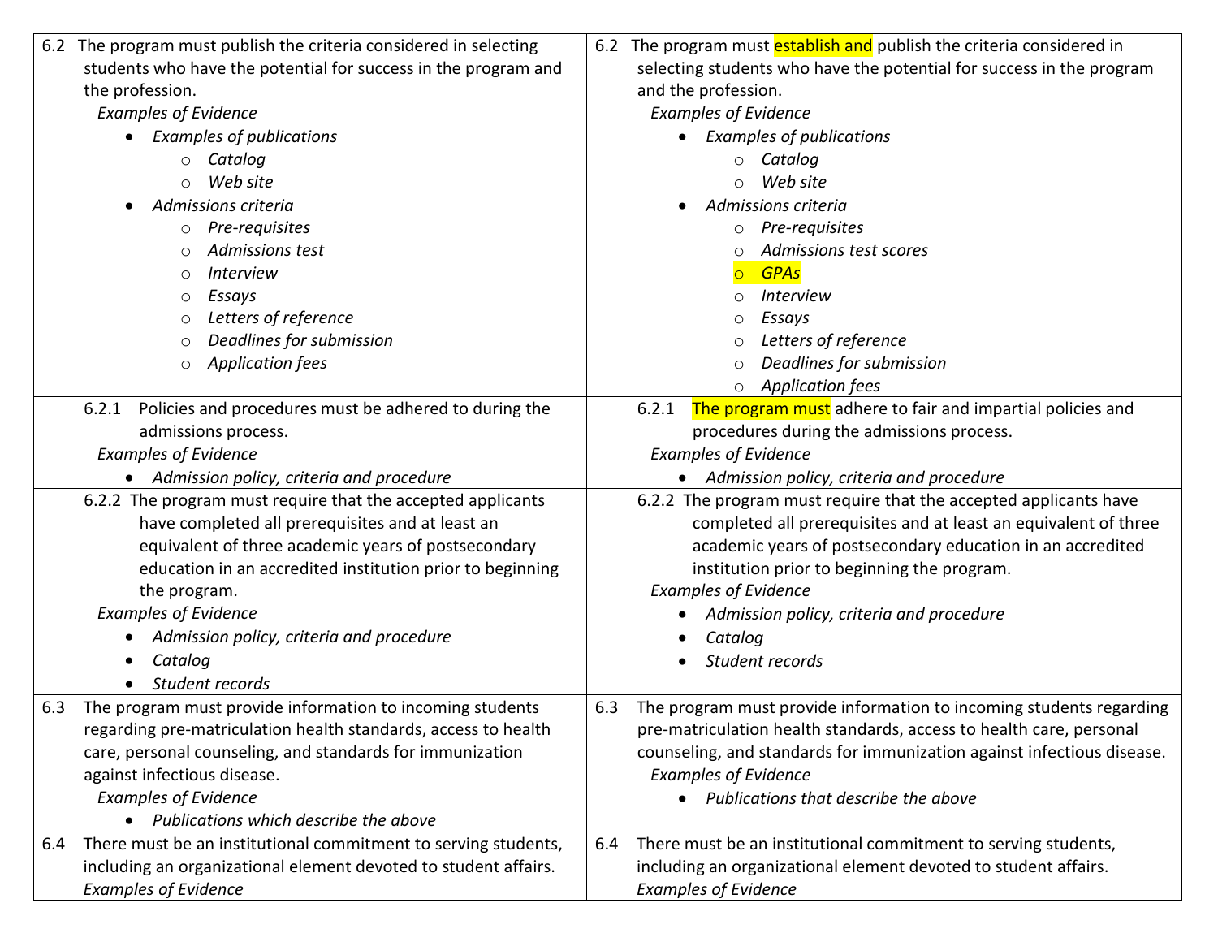| | |
|---|---|
| 6.2 The program must publish the criteria considered in selecting students who have the potential for success in the program and the profession.<br>*Examples of Evidence*<br>• *Examples of publications*<br>  ○ *Catalog*<br>  ○ *Web site*<br>• *Admissions criteria*<br>  ○ *Pre-requisites*<br>  ○ *Admissions test*<br>  ○ *Interview*<br>  ○ *Essays*<br>  ○ *Letters of reference*<br>  ○ *Deadlines for submission*<br>  ○ *Application fees* | 6.2 The program must establish and publish the criteria considered in selecting students who have the potential for success in the program and the profession.<br>*Examples of Evidence*<br>• *Examples of publications*<br>  ○ *Catalog*<br>  ○ *Web site*<br>• *Admissions criteria*<br>  ○ *Pre-requisites*<br>  ○ *Admissions test scores*<br>  ○ *GPAs*<br>  ○ *Interview*<br>  ○ *Essays*<br>  ○ *Letters of reference*<br>  ○ *Deadlines for submission*<br>  ○ *Application fees* |
| 6.2.1 Policies and procedures must be adhered to during the admissions process.<br>*Examples of Evidence*<br>• *Admission policy, criteria and procedure* | 6.2.1 The program must adhere to fair and impartial policies and procedures during the admissions process.<br>*Examples of Evidence*<br>• *Admission policy, criteria and procedure* |
| 6.2.2 The program must require that the accepted applicants have completed all prerequisites and at least an equivalent of three academic years of postsecondary education in an accredited institution prior to beginning the program.<br>*Examples of Evidence*<br>• *Admission policy, criteria and procedure*<br>• *Catalog*<br>• *Student records* | 6.2.2 The program must require that the accepted applicants have completed all prerequisites and at least an equivalent of three academic years of postsecondary education in an accredited institution prior to beginning the program.<br>*Examples of Evidence*<br>• *Admission policy, criteria and procedure*<br>• *Catalog*<br>• *Student records* |
| 6.3 The program must provide information to incoming students regarding pre-matriculation health standards, access to health care, personal counseling, and standards for immunization against infectious disease.<br>*Examples of Evidence*<br>• *Publications which describe the above* | 6.3 The program must provide information to incoming students regarding pre-matriculation health standards, access to health care, personal counseling, and standards for immunization against infectious disease.<br>*Examples of Evidence*<br>• *Publications that describe the above* |
| 6.4 There must be an institutional commitment to serving students, including an organizational element devoted to student affairs.<br>*Examples of Evidence* | 6.4 There must be an institutional commitment to serving students, including an organizational element devoted to student affairs.<br>*Examples of Evidence* |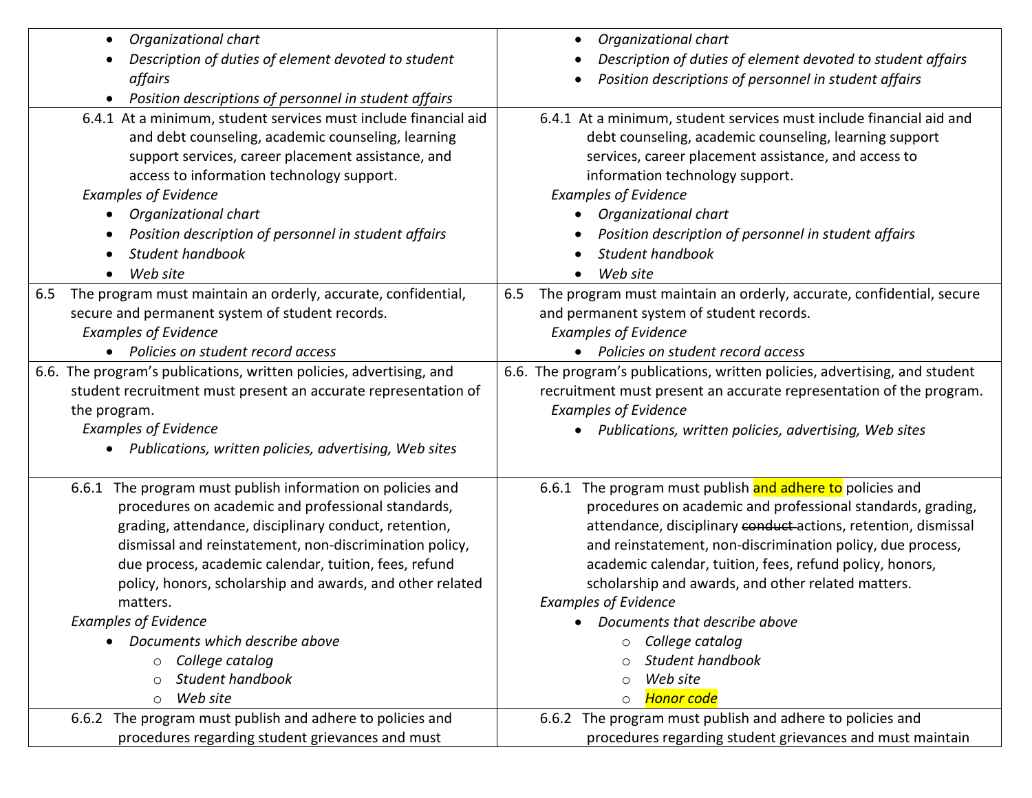| | |
|---|---|
| • *Organizational chart*<br>• *Description of duties of element devoted to student affairs*<br>• *Position descriptions of personnel in student affairs* | • *Organizational chart*<br>• *Description of duties of element devoted to student affairs*<br>• *Position descriptions of personnel in student affairs* |
| 6.4.1 At a minimum, student services must include financial aid and debt counseling, academic counseling, learning support services, career placement assistance, and access to information technology support.<br>*Examples of Evidence*<br>• *Organizational chart*<br>• *Position description of personnel in student affairs*<br>• *Student handbook*<br>• *Web site* | 6.4.1 At a minimum, student services must include financial aid and debt counseling, academic counseling, learning support services, career placement assistance, and access to information technology support.<br>*Examples of Evidence*<br>• *Organizational chart*<br>• *Position description of personnel in student affairs*<br>• *Student handbook*<br>• *Web site* |
| 6.5 The program must maintain an orderly, accurate, confidential, secure and permanent system of student records.<br>*Examples of Evidence*<br>• *Policies on student record access* | 6.5 The program must maintain an orderly, accurate, confidential, secure and permanent system of student records.<br>*Examples of Evidence*<br>• *Policies on student record access* |
| 6.6. The program's publications, written policies, advertising, and student recruitment must present an accurate representation of the program.<br>*Examples of Evidence*<br>• *Publications, written policies, advertising, Web sites* | 6.6. The program's publications, written policies, advertising, and student recruitment must present an accurate representation of the program.<br>*Examples of Evidence*<br>• *Publications, written policies, advertising, Web sites* |
| 6.6.1 The program must publish information on policies and procedures on academic and professional standards, grading, attendance, disciplinary conduct, retention, dismissal and reinstatement, non-discrimination policy, due process, academic calendar, tuition, fees, refund policy, honors, scholarship and awards, and other related matters.<br>*Examples of Evidence*<br>• *Documents which describe above*<br>○ *College catalog*<br>○ *Student handbook*<br>○ *Web site* | 6.6.1 The program must publish and adhere to policies and procedures on academic and professional standards, grading, attendance, disciplinary ~~conduct~~ actions, retention, dismissal and reinstatement, non-discrimination policy, due process, academic calendar, tuition, fees, refund policy, honors, scholarship and awards, and other related matters.<br>*Examples of Evidence*<br>• *Documents that describe above*<br>○ *College catalog*<br>○ *Student handbook*<br>○ *Web site*<br>○ *Honor code* |
| 6.6.2 The program must publish and adhere to policies and procedures regarding student grievances and must | 6.6.2 The program must publish and adhere to policies and procedures regarding student grievances and must maintain |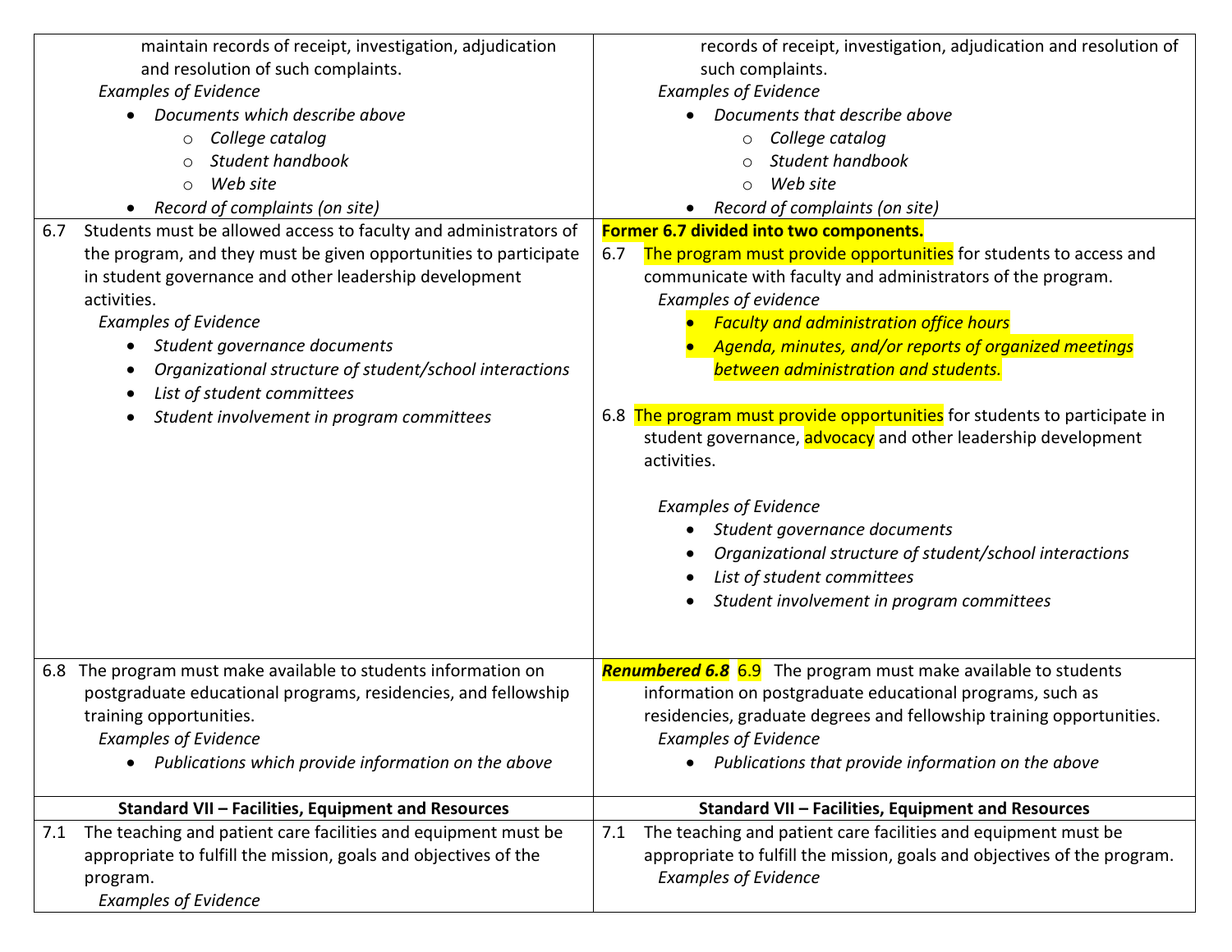| | |
|---|---|
| maintain records of receipt, investigation, adjudication and resolution of such complaints.<br>*Examples of Evidence*<br>• *Documents which describe above*<br>  ○ *College catalog*<br>  ○ *Student handbook*<br>  ○ *Web site*<br>• *Record of complaints (on site)* | records of receipt, investigation, adjudication and resolution of such complaints.<br>*Examples of Evidence*<br>• *Documents that describe above*<br>  ○ *College catalog*<br>  ○ *Student handbook*<br>  ○ *Web site*<br>• *Record of complaints (on site)* |
| 6.7 Students must be allowed access to faculty and administrators of the program, and they must be given opportunities to participate in student governance and other leadership development activities.<br>*Examples of Evidence*<br>• *Student governance documents*<br>• *Organizational structure of student/school interactions*<br>• *List of student committees*<br>• *Student involvement in program committees* | **Former 6.7 divided into two components.**<br>6.7 The program must provide opportunities for students to access and communicate with faculty and administrators of the program.<br>*Examples of evidence*<br>• *Faculty and administration office hours*<br>• *Agenda, minutes, and/or reports of organized meetings between administration and students.*<br><br>6.8 The program must provide opportunities for students to participate in student governance, advocacy and other leadership development activities.<br>*Examples of Evidence*<br>• *Student governance documents*<br>• *Organizational structure of student/school interactions*<br>• *List of student committees*<br>• *Student involvement in program committees* |
| 6.8 The program must make available to students information on postgraduate educational programs, residencies, and fellowship training opportunities.<br>*Examples of Evidence*<br>• *Publications which provide information on the above* | ***Renumbered 6.8*** 6.9 The program must make available to students information on postgraduate educational programs, such as residencies, graduate degrees and fellowship training opportunities.<br>*Examples of Evidence*<br>• *Publications that provide information on the above* |
| **Standard VII – Facilities, Equipment and Resources** | **Standard VII – Facilities, Equipment and Resources** |
| 7.1 The teaching and patient care facilities and equipment must be appropriate to fulfill the mission, goals and objectives of the program.<br>*Examples of Evidence* | 7.1 The teaching and patient care facilities and equipment must be appropriate to fulfill the mission, goals and objectives of the program.<br>*Examples of Evidence* |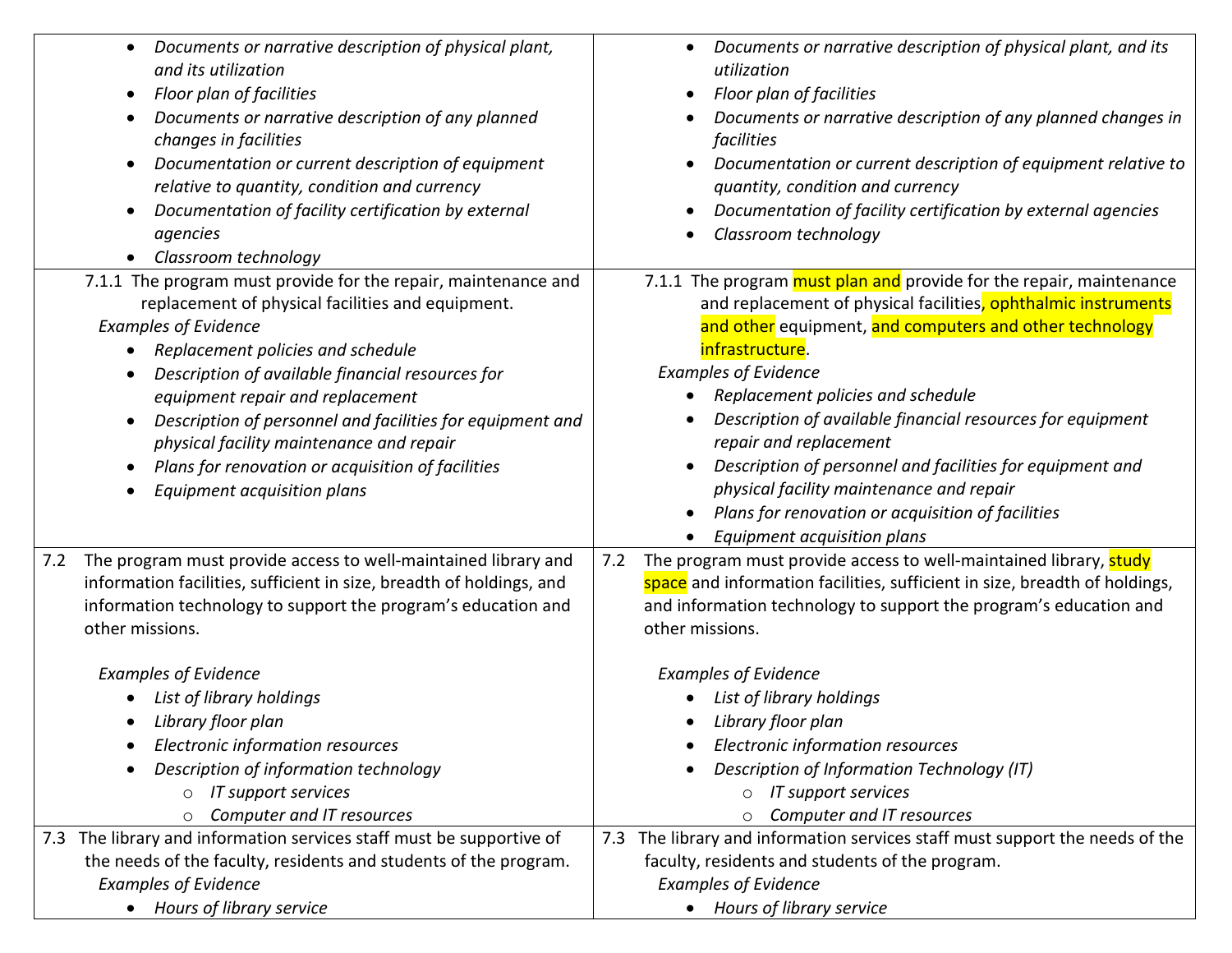| | |
|---|---|
| • *Documents or narrative description of physical plant, and its utilization*<br>• *Floor plan of facilities*<br>• *Documents or narrative description of any planned changes in facilities*<br>• *Documentation or current description of equipment relative to quantity, condition and currency*<br>• *Documentation of facility certification by external agencies*<br>• *Classroom technology* | • *Documents or narrative description of physical plant, and its utilization*<br>• *Floor plan of facilities*<br>• *Documents or narrative description of any planned changes in facilities*<br>• *Documentation or current description of equipment relative to quantity, condition and currency*<br>• *Documentation of facility certification by external agencies*<br>• *Classroom technology* |
| 7.1.1 The program must provide for the repair, maintenance and replacement of physical facilities and equipment.<br>*Examples of Evidence*<br>• *Replacement policies and schedule*<br>• *Description of available financial resources for equipment repair and replacement*<br>• *Description of personnel and facilities for equipment and physical facility maintenance and repair*<br>• *Plans for renovation or acquisition of facilities*<br>• *Equipment acquisition plans* | 7.1.1 The program must plan and provide for the repair, maintenance and replacement of physical facilities, ophthalmic instruments and other equipment, and computers and other technology infrastructure.<br>*Examples of Evidence*<br>• *Replacement policies and schedule*<br>• *Description of available financial resources for equipment repair and replacement*<br>• *Description of personnel and facilities for equipment and physical facility maintenance and repair*<br>• *Plans for renovation or acquisition of facilities*<br>• *Equipment acquisition plans* |
| 7.2 The program must provide access to well-maintained library and information facilities, sufficient in size, breadth of holdings, and information technology to support the program's education and other missions.<br><br>*Examples of Evidence*<br>• *List of library holdings*<br>• *Library floor plan*<br>• *Electronic information resources*<br>• *Description of information technology*<br>  ○ *IT support services*<br>  ○ *Computer and IT resources* | 7.2 The program must provide access to well-maintained library, study space and information facilities, sufficient in size, breadth of holdings, and information technology to support the program's education and other missions.<br><br>*Examples of Evidence*<br>• *List of library holdings*<br>• *Library floor plan*<br>• *Electronic information resources*<br>• *Description of Information Technology (IT)*<br>  ○ *IT support services*<br>  ○ *Computer and IT resources* |
| 7.3 The library and information services staff must be supportive of the needs of the faculty, residents and students of the program.<br>*Examples of Evidence*<br>• *Hours of library service* | 7.3 The library and information services staff must support the needs of the faculty, residents and students of the program.<br>*Examples of Evidence*<br>• *Hours of library service* |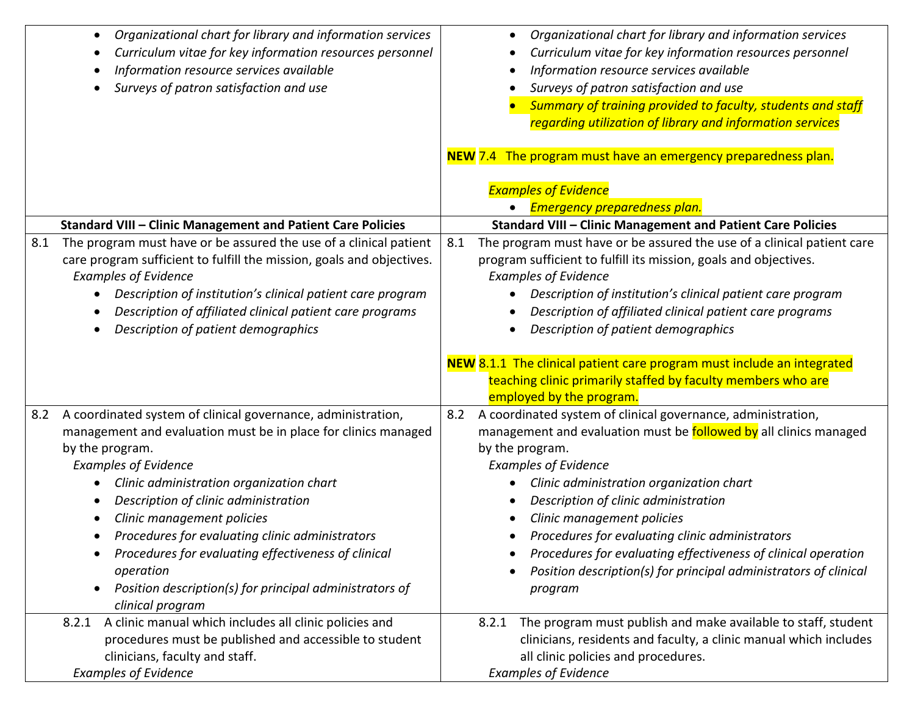| | |
|---|---|
| • *Organizational chart for library and information services*<br>• *Curriculum vitae for key information resources personnel*<br>• *Information resource services available*<br>• *Surveys of patron satisfaction and use* | • *Organizational chart for library and information services*<br>• *Curriculum vitae for key information resources personnel*<br>• *Information resource services available*<br>• *Surveys of patron satisfaction and use*<br>• *Summary of training provided to faculty, students and staff regarding utilization of library and information services*<br><br>**NEW** 7.4 The program must have an emergency preparedness plan.<br><br>*Examples of Evidence*<br>• *Emergency preparedness plan.* |
| **Standard VIII – Clinic Management and Patient Care Policies** | **Standard VIII – Clinic Management and Patient Care Policies** |
| 8.1 The program must have or be assured the use of a clinical patient care program sufficient to fulfill the mission, goals and objectives.<br>*Examples of Evidence*<br>• *Description of institution's clinical patient care program*<br>• *Description of affiliated clinical patient care programs*<br>• *Description of patient demographics* | 8.1 The program must have or be assured the use of a clinical patient care program sufficient to fulfill its mission, goals and objectives.<br>*Examples of Evidence*<br>• *Description of institution's clinical patient care program*<br>• *Description of affiliated clinical patient care programs*<br>• *Description of patient demographics*<br><br>**NEW** 8.1.1 The clinical patient care program must include an integrated teaching clinic primarily staffed by faculty members who are employed by the program. |
| 8.2 A coordinated system of clinical governance, administration, management and evaluation must be in place for clinics managed by the program.<br>*Examples of Evidence*<br>• *Clinic administration organization chart*<br>• *Description of clinic administration*<br>• *Clinic management policies*<br>• *Procedures for evaluating clinic administrators*<br>• *Procedures for evaluating effectiveness of clinical operation*<br>• *Position description(s) for principal administrators of clinical program* | 8.2 A coordinated system of clinical governance, administration, management and evaluation must be followed by all clinics managed by the program.<br>*Examples of Evidence*<br>• *Clinic administration organization chart*<br>• *Description of clinic administration*<br>• *Clinic management policies*<br>• *Procedures for evaluating clinic administrators*<br>• *Procedures for evaluating effectiveness of clinical operation*<br>• *Position description(s) for principal administrators of clinical program* |
| 8.2.1 A clinic manual which includes all clinic policies and procedures must be published and accessible to student clinicians, faculty and staff.<br>*Examples of Evidence* | 8.2.1 The program must publish and make available to staff, student clinicians, residents and faculty, a clinic manual which includes all clinic policies and procedures.<br>*Examples of Evidence* |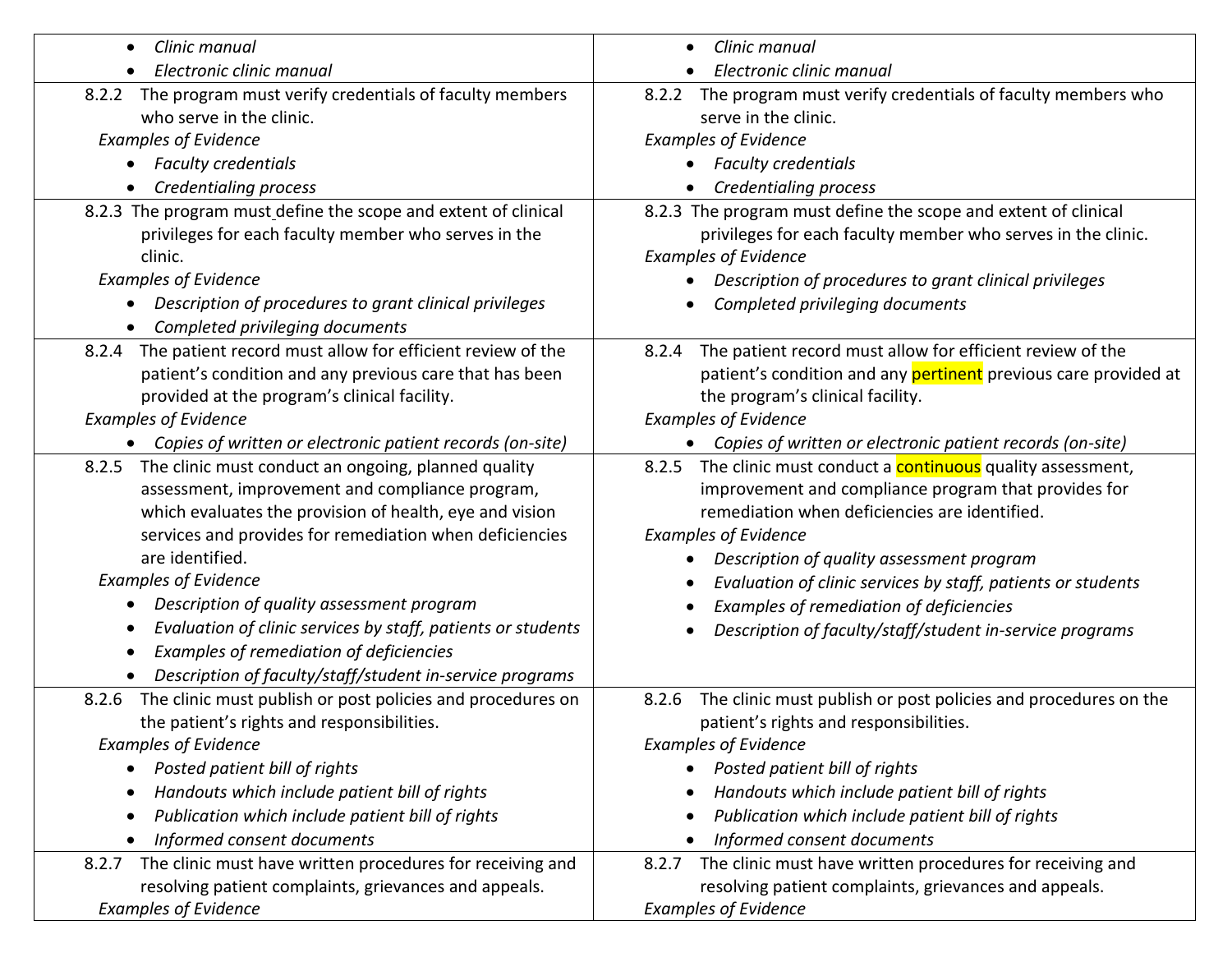| | |
|---|---|
| • *Clinic manual*<br>• *Electronic clinic manual* | • *Clinic manual*<br>• *Electronic clinic manual* |
| 8.2.2 The program must verify credentials of faculty members who serve in the clinic.<br>*Examples of Evidence*<br>• *Faculty credentials*<br>• *Credentialing process* | 8.2.2 The program must verify credentials of faculty members who serve in the clinic.<br>*Examples of Evidence*<br>• *Faculty credentials*<br>• *Credentialing process* |
| 8.2.3 The program must define the scope and extent of clinical privileges for each faculty member who serves in the clinic.<br>*Examples of Evidence*<br>• *Description of procedures to grant clinical privileges*<br>• *Completed privileging documents* | 8.2.3 The program must define the scope and extent of clinical privileges for each faculty member who serves in the clinic.<br>*Examples of Evidence*<br>• *Description of procedures to grant clinical privileges*<br>• *Completed privileging documents* |
| 8.2.4 The patient record must allow for efficient review of the patient's condition and any previous care that has been provided at the program's clinical facility.<br>*Examples of Evidence*<br>• *Copies of written or electronic patient records (on-site)* | 8.2.4 The patient record must allow for efficient review of the patient's condition and any pertinent previous care provided at the program's clinical facility.<br>*Examples of Evidence*<br>• *Copies of written or electronic patient records (on-site)* |
| 8.2.5 The clinic must conduct an ongoing, planned quality assessment, improvement and compliance program, which evaluates the provision of health, eye and vision services and provides for remediation when deficiencies are identified.<br>*Examples of Evidence*<br>• *Description of quality assessment program*<br>• *Evaluation of clinic services by staff, patients or students*<br>• *Examples of remediation of deficiencies*<br>• *Description of faculty/staff/student in-service programs* | 8.2.5 The clinic must conduct a continuous quality assessment, improvement and compliance program that provides for remediation when deficiencies are identified.<br>*Examples of Evidence*<br>• *Description of quality assessment program*<br>• *Evaluation of clinic services by staff, patients or students*<br>• *Examples of remediation of deficiencies*<br>• *Description of faculty/staff/student in-service programs* |
| 8.2.6 The clinic must publish or post policies and procedures on the patient's rights and responsibilities.<br>*Examples of Evidence*<br>• *Posted patient bill of rights*<br>• *Handouts which include patient bill of rights*<br>• *Publication which include patient bill of rights*<br>• *Informed consent documents* | 8.2.6 The clinic must publish or post policies and procedures on the patient's rights and responsibilities.<br>*Examples of Evidence*<br>• *Posted patient bill of rights*<br>• *Handouts which include patient bill of rights*<br>• *Publication which include patient bill of rights*<br>• *Informed consent documents* |
| 8.2.7 The clinic must have written procedures for receiving and resolving patient complaints, grievances and appeals.<br>*Examples of Evidence* | 8.2.7 The clinic must have written procedures for receiving and resolving patient complaints, grievances and appeals.<br>*Examples of Evidence* |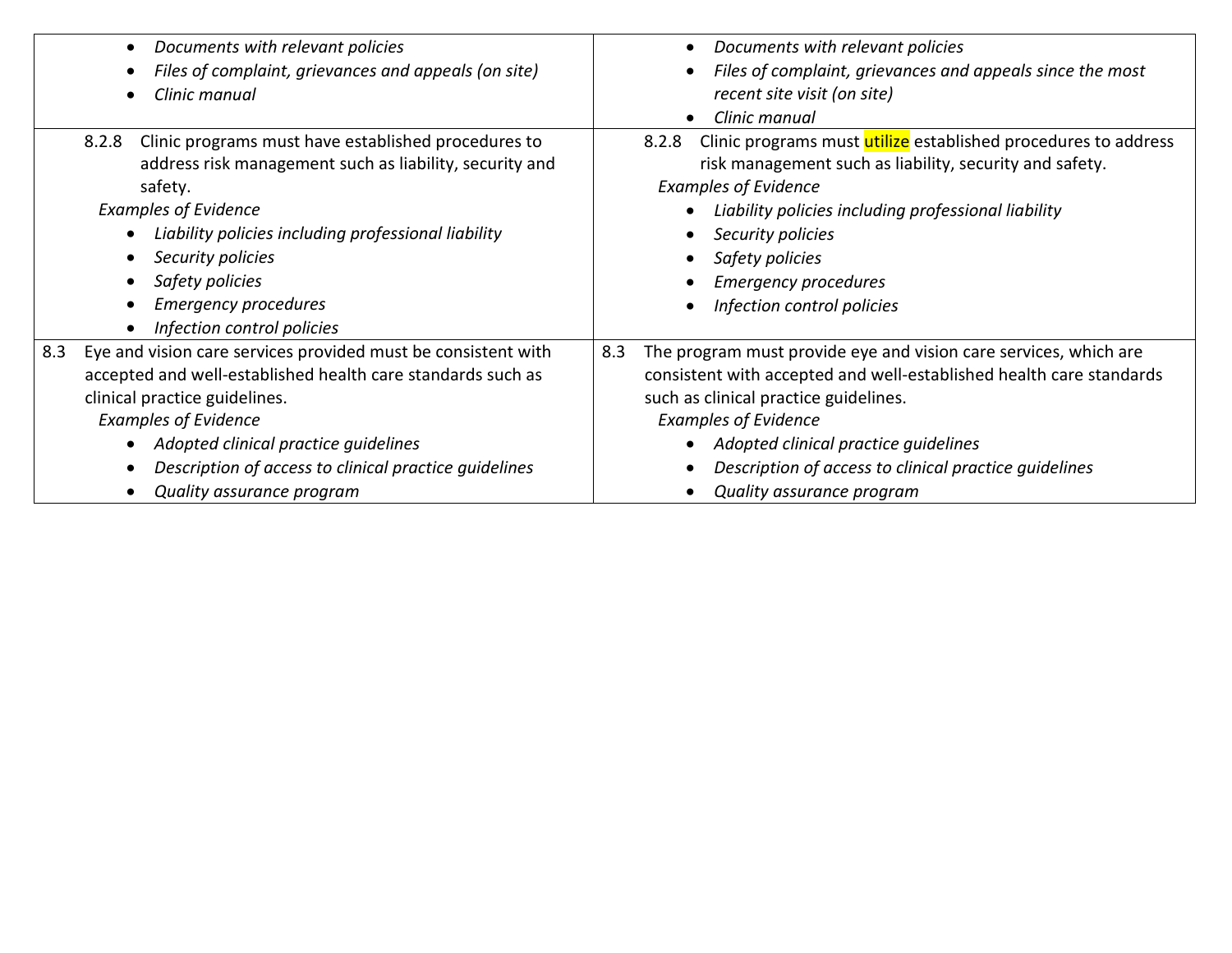| | |
|---|---|
| • *Documents with relevant policies*<br>• *Files of complaint, grievances and appeals (on site)*<br>• *Clinic manual* | • *Documents with relevant policies*<br>• *Files of complaint, grievances and appeals since the most recent site visit (on site)*<br>• *Clinic manual* |
| 8.2.8 Clinic programs must have established procedures to address risk management such as liability, security and safety.<br>*Examples of Evidence*<br>• *Liability policies including professional liability*<br>• *Security policies*<br>• *Safety policies*<br>• *Emergency procedures*<br>• *Infection control policies* | 8.2.8 Clinic programs must utilize established procedures to address risk management such as liability, security and safety.<br>*Examples of Evidence*<br>• *Liability policies including professional liability*<br>• *Security policies*<br>• *Safety policies*<br>• *Emergency procedures*<br>• *Infection control policies* |
| 8.3 Eye and vision care services provided must be consistent with accepted and well-established health care standards such as clinical practice guidelines.<br>*Examples of Evidence*<br>• *Adopted clinical practice guidelines*<br>• *Description of access to clinical practice guidelines*<br>• *Quality assurance program* | 8.3 The program must provide eye and vision care services, which are consistent with accepted and well-established health care standards such as clinical practice guidelines.<br>*Examples of Evidence*<br>• *Adopted clinical practice guidelines*<br>• *Description of access to clinical practice guidelines*<br>• *Quality assurance program* |